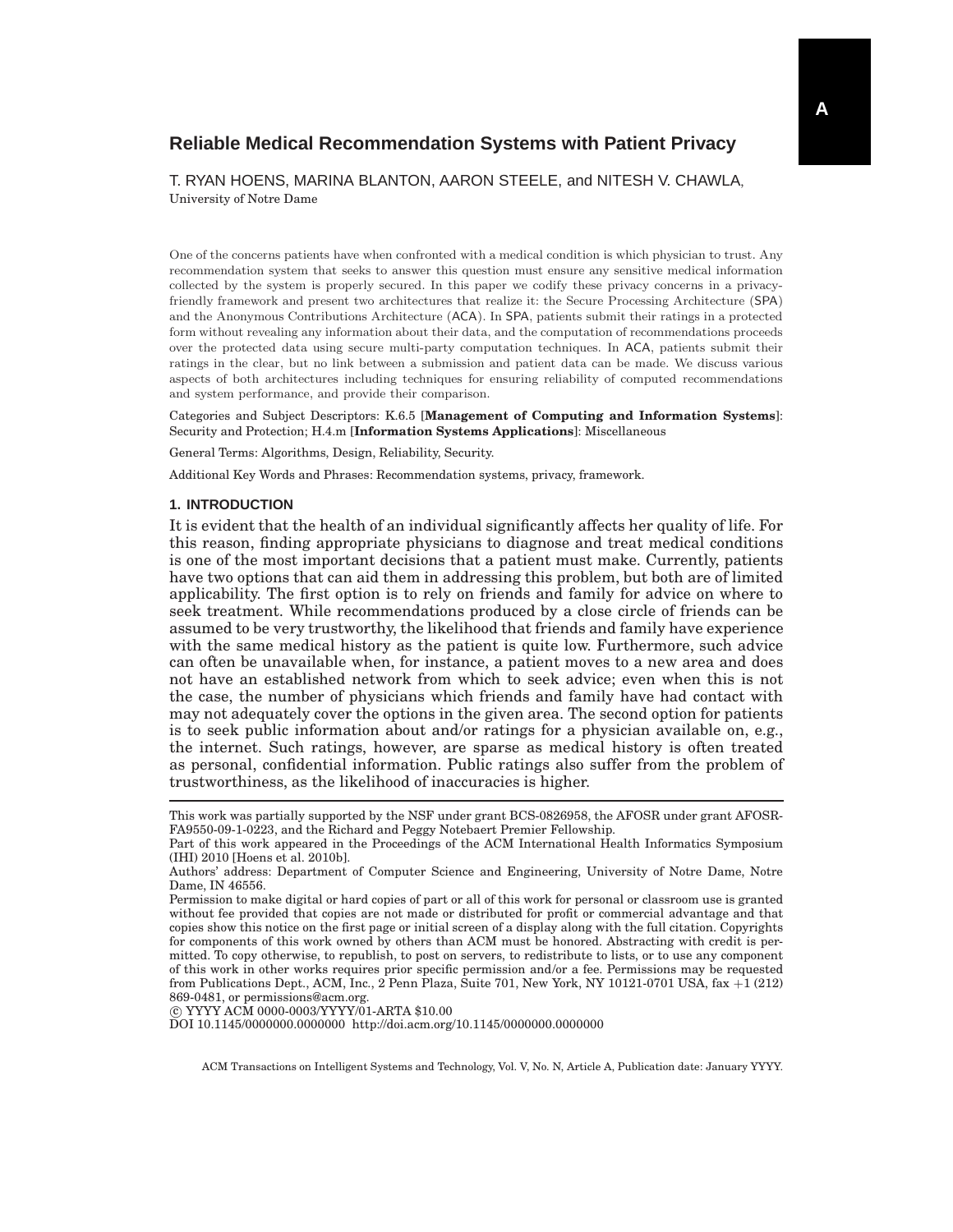# Reliable Medical Recommendation Systems with Patient Privacy

T. RYAN HOENS, MARINA BLANTON, AARON STEELE, and NITESH V. CHAWLA,
University of Notre Dame

One of the concerns patients have when confronted with a medical condition is which physician to trust. Any recommendation system that seeks to answer this question must ensure any sensitive medical information collected by the system is properly secured. In this paper we codify these privacy concerns in a privacy-friendly framework and present two architectures that realize it: the Secure Processing Architecture (SPA) and the Anonymous Contributions Architecture (ACA). In SPA, patients submit their ratings in a protected form without revealing any information about their data, and the computation of recommendations proceeds over the protected data using secure multi-party computation techniques. In ACA, patients submit their ratings in the clear, but no link between a submission and patient data can be made. We discuss various aspects of both architectures including techniques for ensuring reliability of computed recommendations and system performance, and provide their comparison.

Categories and Subject Descriptors: K.6.5 [**Management of Computing and Information Systems**]: Security and Protection; H.4.m [**Information Systems Applications**]: Miscellaneous

General Terms: Algorithms, Design, Reliability, Security.

Additional Key Words and Phrases: Recommendation systems, privacy, framework.

## 1. INTRODUCTION

It is evident that the health of an individual significantly affects her quality of life. For this reason, finding appropriate physicians to diagnose and treat medical conditions is one of the most important decisions that a patient must make. Currently, patients have two options that can aid them in addressing this problem, but both are of limited applicability. The first option is to rely on friends and family for advice on where to seek treatment. While recommendations produced by a close circle of friends can be assumed to be very trustworthy, the likelihood that friends and family have experience with the same medical history as the patient is quite low. Furthermore, such advice can often be unavailable when, for instance, a patient moves to a new area and does not have an established network from which to seek advice; even when this is not the case, the number of physicians which friends and family have had contact with may not adequately cover the options in the given area. The second option for patients is to seek public information about and/or ratings for a physician available on, e.g., the internet. Such ratings, however, are sparse as medical history is often treated as personal, confidential information. Public ratings also suffer from the problem of trustworthiness, as the likelihood of inaccuracies is higher.

---

This work was partially supported by the NSF under grant BCS-0826958, the AFOSR under grant AFOSR-FA9550-09-1-0223, and the Richard and Peggy Notebaert Premier Fellowship.

Part of this work appeared in the Proceedings of the ACM International Health Informatics Symposium (IHI) 2010 [Hoens et al. 2010b].

Authors' address: Department of Computer Science and Engineering, University of Notre Dame, Notre Dame, IN 46556.

Permission to make digital or hard copies of part or all of this work for personal or classroom use is granted without fee provided that copies are not made or distributed for profit or commercial advantage and that copies show this notice on the first page or initial screen of a display along with the full citation. Copyrights for components of this work owned by others than ACM must be honored. Abstracting with credit is permitted. To copy otherwise, to republish, to post on servers, to redistribute to lists, or to use any component of this work in other works requires prior specific permission and/or a fee. Permissions may be requested from Publications Dept., ACM, Inc., 2 Penn Plaza, Suite 701, New York, NY 10121-0701 USA, fax +1 (212) 869-0481, or permissions@acm.org.

© YYYY ACM 0000-0003/YYYY/01-ARTA $10.00

DOI 10.1145/0000000.0000000 http://doi.acm.org/10.1145/0000000.0000000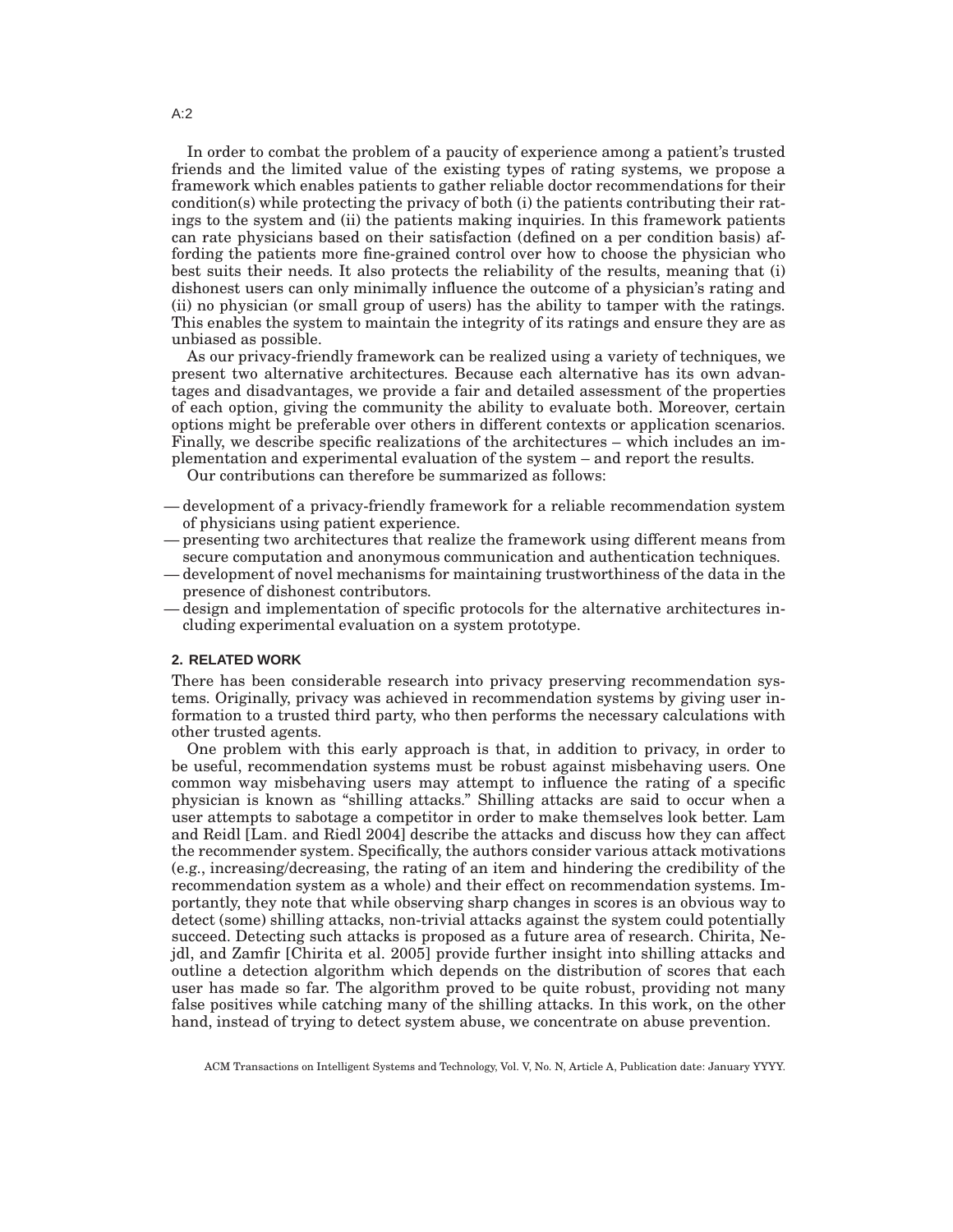In order to combat the problem of a paucity of experience among a patient's trusted friends and the limited value of the existing types of rating systems, we propose a framework which enables patients to gather reliable doctor recommendations for their condition(s) while protecting the privacy of both (i) the patients contributing their ratings to the system and (ii) the patients making inquiries. In this framework patients can rate physicians based on their satisfaction (defined on a per condition basis) affording the patients more fine-grained control over how to choose the physician who best suits their needs. It also protects the reliability of the results, meaning that (i) dishonest users can only minimally influence the outcome of a physician's rating and (ii) no physician (or small group of users) has the ability to tamper with the ratings. This enables the system to maintain the integrity of its ratings and ensure they are as unbiased as possible.

As our privacy-friendly framework can be realized using a variety of techniques, we present two alternative architectures. Because each alternative has its own advantages and disadvantages, we provide a fair and detailed assessment of the properties of each option, giving the community the ability to evaluate both. Moreover, certain options might be preferable over others in different contexts or application scenarios. Finally, we describe specific realizations of the architectures – which includes an implementation and experimental evaluation of the system – and report the results.

Our contributions can therefore be summarized as follows:

— development of a privacy-friendly framework for a reliable recommendation system of physicians using patient experience.
— presenting two architectures that realize the framework using different means from secure computation and anonymous communication and authentication techniques.
— development of novel mechanisms for maintaining trustworthiness of the data in the presence of dishonest contributors.
— design and implementation of specific protocols for the alternative architectures including experimental evaluation on a system prototype.

## 2. RELATED WORK

There has been considerable research into privacy preserving recommendation systems. Originally, privacy was achieved in recommendation systems by giving user information to a trusted third party, who then performs the necessary calculations with other trusted agents.

One problem with this early approach is that, in addition to privacy, in order to be useful, recommendation systems must be robust against misbehaving users. One common way misbehaving users may attempt to influence the rating of a specific physician is known as "shilling attacks." Shilling attacks are said to occur when a user attempts to sabotage a competitor in order to make themselves look better. Lam and Reidl [Lam. and Riedl 2004] describe the attacks and discuss how they can affect the recommender system. Specifically, the authors consider various attack motivations (e.g., increasing/decreasing, the rating of an item and hindering the credibility of the recommendation system as a whole) and their effect on recommendation systems. Importantly, they note that while observing sharp changes in scores is an obvious way to detect (some) shilling attacks, non-trivial attacks against the system could potentially succeed. Detecting such attacks is proposed as a future area of research. Chirita, Nejdl, and Zamfir [Chirita et al. 2005] provide further insight into shilling attacks and outline a detection algorithm which depends on the distribution of scores that each user has made so far. The algorithm proved to be quite robust, providing not many false positives while catching many of the shilling attacks. In this work, on the other hand, instead of trying to detect system abuse, we concentrate on abuse prevention.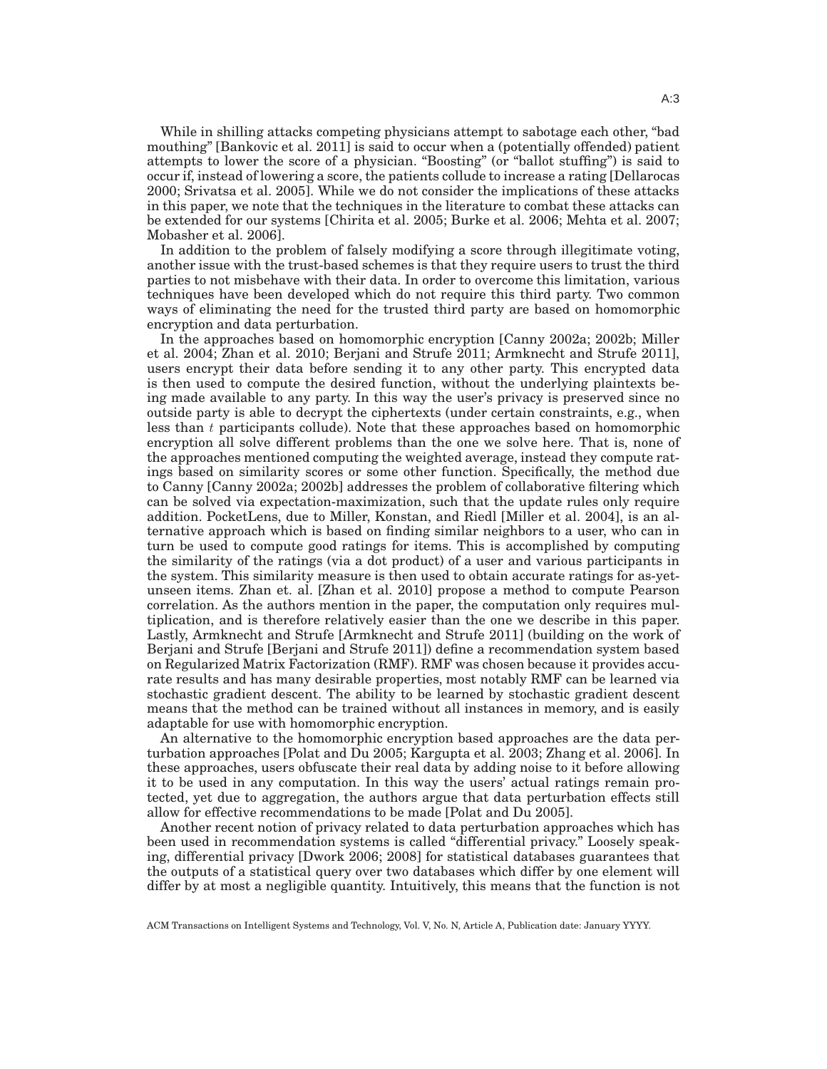While in shilling attacks competing physicians attempt to sabotage each other, "bad mouthing" [Bankovic et al. 2011] is said to occur when a (potentially offended) patient attempts to lower the score of a physician. "Boosting" (or "ballot stuffing") is said to occur if, instead of lowering a score, the patients collude to increase a rating [Dellarocas 2000; Srivatsa et al. 2005]. While we do not consider the implications of these attacks in this paper, we note that the techniques in the literature to combat these attacks can be extended for our systems [Chirita et al. 2005; Burke et al. 2006; Mehta et al. 2007; Mobasher et al. 2006].

In addition to the problem of falsely modifying a score through illegitimate voting, another issue with the trust-based schemes is that they require users to trust the third parties to not misbehave with their data. In order to overcome this limitation, various techniques have been developed which do not require this third party. Two common ways of eliminating the need for the trusted third party are based on homomorphic encryption and data perturbation.

In the approaches based on homomorphic encryption [Canny 2002a; 2002b; Miller et al. 2004; Zhan et al. 2010; Berjani and Strufe 2011; Armknecht and Strufe 2011], users encrypt their data before sending it to any other party. This encrypted data is then used to compute the desired function, without the underlying plaintexts being made available to any party. In this way the user's privacy is preserved since no outside party is able to decrypt the ciphertexts (under certain constraints, e.g., when less than $t$ participants collude). Note that these approaches based on homomorphic encryption all solve different problems than the one we solve here. That is, none of the approaches mentioned computing the weighted average, instead they compute ratings based on similarity scores or some other function. Specifically, the method due to Canny [Canny 2002a; 2002b] addresses the problem of collaborative filtering which can be solved via expectation-maximization, such that the update rules only require addition. PocketLens, due to Miller, Konstan, and Riedl [Miller et al. 2004], is an alternative approach which is based on finding similar neighbors to a user, who can in turn be used to compute good ratings for items. This is accomplished by computing the similarity of the ratings (via a dot product) of a user and various participants in the system. This similarity measure is then used to obtain accurate ratings for as-yet-unseen items. Zhan et. al. [Zhan et al. 2010] propose a method to compute Pearson correlation. As the authors mention in the paper, the computation only requires multiplication, and is therefore relatively easier than the one we describe in this paper. Lastly, Armknecht and Strufe [Armknecht and Strufe 2011] (building on the work of Berjani and Strufe [Berjani and Strufe 2011]) define a recommendation system based on Regularized Matrix Factorization (RMF). RMF was chosen because it provides accurate results and has many desirable properties, most notably RMF can be learned via stochastic gradient descent. The ability to be learned by stochastic gradient descent means that the method can be trained without all instances in memory, and is easily adaptable for use with homomorphic encryption.

An alternative to the homomorphic encryption based approaches are the data perturbation approaches [Polat and Du 2005; Kargupta et al. 2003; Zhang et al. 2006]. In these approaches, users obfuscate their real data by adding noise to it before allowing it to be used in any computation. In this way the users' actual ratings remain protected, yet due to aggregation, the authors argue that data perturbation effects still allow for effective recommendations to be made [Polat and Du 2005].

Another recent notion of privacy related to data perturbation approaches which has been used in recommendation systems is called "differential privacy." Loosely speaking, differential privacy [Dwork 2006; 2008] for statistical databases guarantees that the outputs of a statistical query over two databases which differ by one element will differ by at most a negligible quantity. Intuitively, this means that the function is not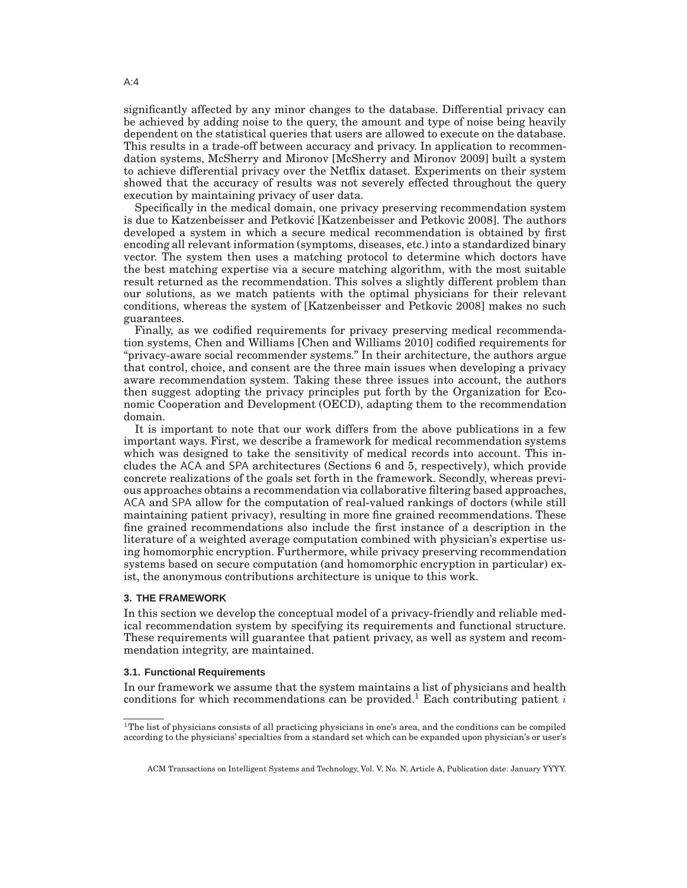significantly affected by any minor changes to the database. Differential privacy can be achieved by adding noise to the query, the amount and type of noise being heavily dependent on the statistical queries that users are allowed to execute on the database. This results in a trade-off between accuracy and privacy. In application to recommendation systems, McSherry and Mironov [McSherry and Mironov 2009] built a system to achieve differential privacy over the Netflix dataset. Experiments on their system showed that the accuracy of results was not severely effected throughout the query execution by maintaining privacy of user data.

Specifically in the medical domain, one privacy preserving recommendation system is due to Katzenbeisser and Petković [Katzenbeisser and Petkovic 2008]. The authors developed a system in which a secure medical recommendation is obtained by first encoding all relevant information (symptoms, diseases, etc.) into a standardized binary vector. The system then uses a matching protocol to determine which doctors have the best matching expertise via a secure matching algorithm, with the most suitable result returned as the recommendation. This solves a slightly different problem than our solutions, as we match patients with the optimal physicians for their relevant conditions, whereas the system of [Katzenbeisser and Petkovic 2008] makes no such guarantees.

Finally, as we codified requirements for privacy preserving medical recommendation systems, Chen and Williams [Chen and Williams 2010] codified requirements for "privacy-aware social recommender systems." In their architecture, the authors argue that control, choice, and consent are the three main issues when developing a privacy aware recommendation system. Taking these three issues into account, the authors then suggest adopting the privacy principles put forth by the Organization for Economic Cooperation and Development (OECD), adapting them to the recommendation domain.

It is important to note that our work differs from the above publications in a few important ways. First, we describe a framework for medical recommendation systems which was designed to take the sensitivity of medical records into account. This includes the ACA and SPA architectures (Sections 6 and 5, respectively), which provide concrete realizations of the goals set forth in the framework. Secondly, whereas previous approaches obtains a recommendation via collaborative filtering based approaches, ACA and SPA allow for the computation of real-valued rankings of doctors (while still maintaining patient privacy), resulting in more fine grained recommendations. These fine grained recommendations also include the first instance of a description in the literature of a weighted average computation combined with physician's expertise using homomorphic encryption. Furthermore, while privacy preserving recommendation systems based on secure computation (and homomorphic encryption in particular) exist, the anonymous contributions architecture is unique to this work.

## 3. THE FRAMEWORK

In this section we develop the conceptual model of a privacy-friendly and reliable medical recommendation system by specifying its requirements and functional structure. These requirements will guarantee that patient privacy, as well as system and recommendation integrity, are maintained.

### 3.1. Functional Requirements

In our framework we assume that the system maintains a list of physicians and health conditions for which recommendations can be provided.[1] Each contributing patient $i$

[1] The list of physicians consists of all practicing physicians in one's area, and the conditions can be compiled according to the physicians' specialties from a standard set which can be expanded upon physician's or user's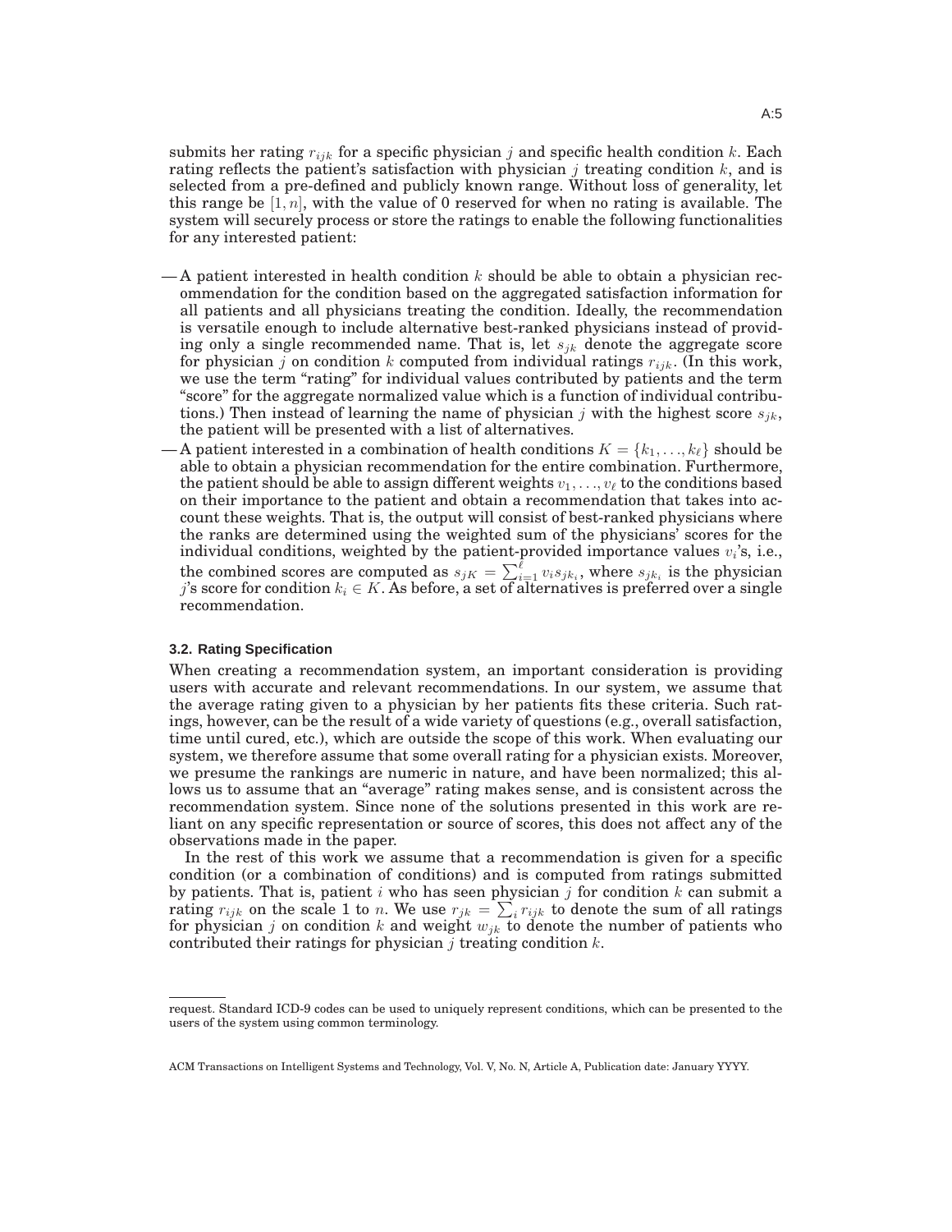submits her rating $r_{ijk}$ for a specific physician $j$ and specific health condition $k$. Each rating reflects the patient's satisfaction with physician $j$ treating condition $k$, and is selected from a pre-defined and publicly known range. Without loss of generality, let this range be $[1, n]$, with the value of 0 reserved for when no rating is available. The system will securely process or store the ratings to enable the following functionalities for any interested patient:

— A patient interested in health condition $k$ should be able to obtain a physician recommendation for the condition based on the aggregated satisfaction information for all patients and all physicians treating the condition. Ideally, the recommendation is versatile enough to include alternative best-ranked physicians instead of providing only a single recommended name. That is, let $s_{jk}$ denote the aggregate score for physician $j$ on condition $k$ computed from individual ratings $r_{ijk}$. (In this work, we use the term "rating" for individual values contributed by patients and the term "score" for the aggregate normalized value which is a function of individual contributions.) Then instead of learning the name of physician $j$ with the highest score $s_{jk}$, the patient will be presented with a list of alternatives.

— A patient interested in a combination of health conditions $K = \{k_1, \ldots, k_\ell\}$ should be able to obtain a physician recommendation for the entire combination. Furthermore, the patient should be able to assign different weights $v_1, \ldots, v_\ell$ to the conditions based on their importance to the patient and obtain a recommendation that takes into account these weights. That is, the output will consist of best-ranked physicians where the ranks are determined using the weighted sum of the physicians' scores for the individual conditions, weighted by the patient-provided importance values $v_i$'s, i.e., the combined scores are computed as $s_{jK} = \sum_{i=1}^{\ell} v_i s_{jk_i}$, where $s_{jk_i}$ is the physician $j$'s score for condition $k_i \in K$. As before, a set of alternatives is preferred over a single recommendation.

### 3.2. Rating Specification

When creating a recommendation system, an important consideration is providing users with accurate and relevant recommendations. In our system, we assume that the average rating given to a physician by her patients fits these criteria. Such ratings, however, can be the result of a wide variety of questions (e.g., overall satisfaction, time until cured, etc.), which are outside the scope of this work. When evaluating our system, we therefore assume that some overall rating for a physician exists. Moreover, we presume the rankings are numeric in nature, and have been normalized; this allows us to assume that an "average" rating makes sense, and is consistent across the recommendation system. Since none of the solutions presented in this work are reliant on any specific representation or source of scores, this does not affect any of the observations made in the paper.

In the rest of this work we assume that a recommendation is given for a specific condition (or a combination of conditions) and is computed from ratings submitted by patients. That is, patient $i$ who has seen physician $j$ for condition $k$ can submit a rating $r_{ijk}$ on the scale 1 to $n$. We use $r_{jk} = \sum_i r_{ijk}$ to denote the sum of all ratings for physician $j$ on condition $k$ and weight $w_{jk}$ to denote the number of patients who contributed their ratings for physician $j$ treating condition $k$.

---

request. Standard ICD-9 codes can be used to uniquely represent conditions, which can be presented to the users of the system using common terminology.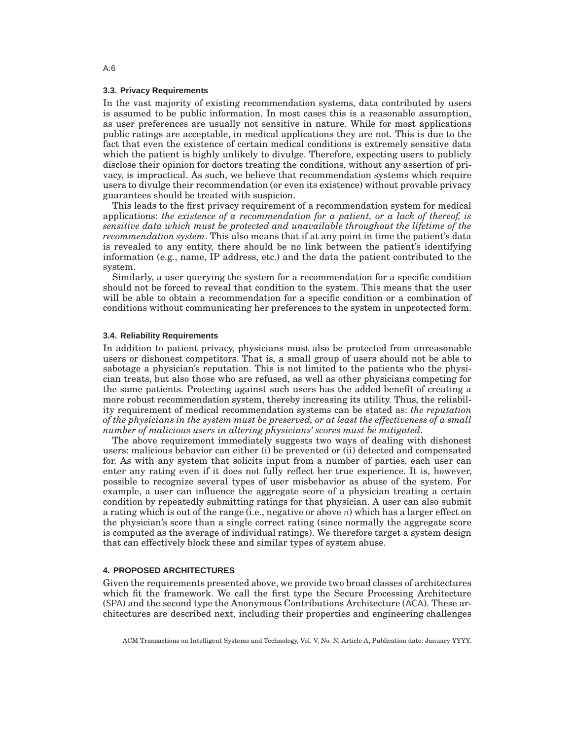### 3.3. Privacy Requirements

In the vast majority of existing recommendation systems, data contributed by users is assumed to be public information. In most cases this is a reasonable assumption, as user preferences are usually not sensitive in nature. While for most applications public ratings are acceptable, in medical applications they are not. This is due to the fact that even the existence of certain medical conditions is extremely sensitive data which the patient is highly unlikely to divulge. Therefore, expecting users to publicly disclose their opinion for doctors treating the conditions, without any assertion of privacy, is impractical. As such, we believe that recommendation systems which require users to divulge their recommendation (or even its existence) without provable privacy guarantees should be treated with suspicion.

This leads to the first privacy requirement of a recommendation system for medical applications: *the existence of a recommendation for a patient, or a lack of thereof, is sensitive data which must be protected and unavailable throughout the lifetime of the recommendation system*. This also means that if at any point in time the patient's data is revealed to any entity, there should be no link between the patient's identifying information (e.g., name, IP address, etc.) and the data the patient contributed to the system.

Similarly, a user querying the system for a recommendation for a specific condition should not be forced to reveal that condition to the system. This means that the user will be able to obtain a recommendation for a specific condition or a combination of conditions without communicating her preferences to the system in unprotected form.

### 3.4. Reliability Requirements

In addition to patient privacy, physicians must also be protected from unreasonable users or dishonest competitors. That is, a small group of users should not be able to sabotage a physician's reputation. This is not limited to the patients who the physician treats, but also those who are refused, as well as other physicians competing for the same patients. Protecting against such users has the added benefit of creating a more robust recommendation system, thereby increasing its utility. Thus, the reliability requirement of medical recommendation systems can be stated as: *the reputation of the physicians in the system must be preserved, or at least the effectiveness of a small number of malicious users in altering physicians' scores must be mitigated*.

The above requirement immediately suggests two ways of dealing with dishonest users: malicious behavior can either (i) be prevented or (ii) detected and compensated for. As with any system that solicits input from a number of parties, each user can enter any rating even if it does not fully reflect her true experience. It is, however, possible to recognize several types of user misbehavior as abuse of the system. For example, a user can influence the aggregate score of a physician treating a certain condition by repeatedly submitting ratings for that physician. A user can also submit a rating which is out of the range (i.e., negative or above $n$) which has a larger effect on the physician's score than a single correct rating (since normally the aggregate score is computed as the average of individual ratings). We therefore target a system design that can effectively block these and similar types of system abuse.

## 4. PROPOSED ARCHITECTURES

Given the requirements presented above, we provide two broad classes of architectures which fit the framework. We call the first type the Secure Processing Architecture (SPA) and the second type the Anonymous Contributions Architecture (ACA). These architectures are described next, including their properties and engineering challenges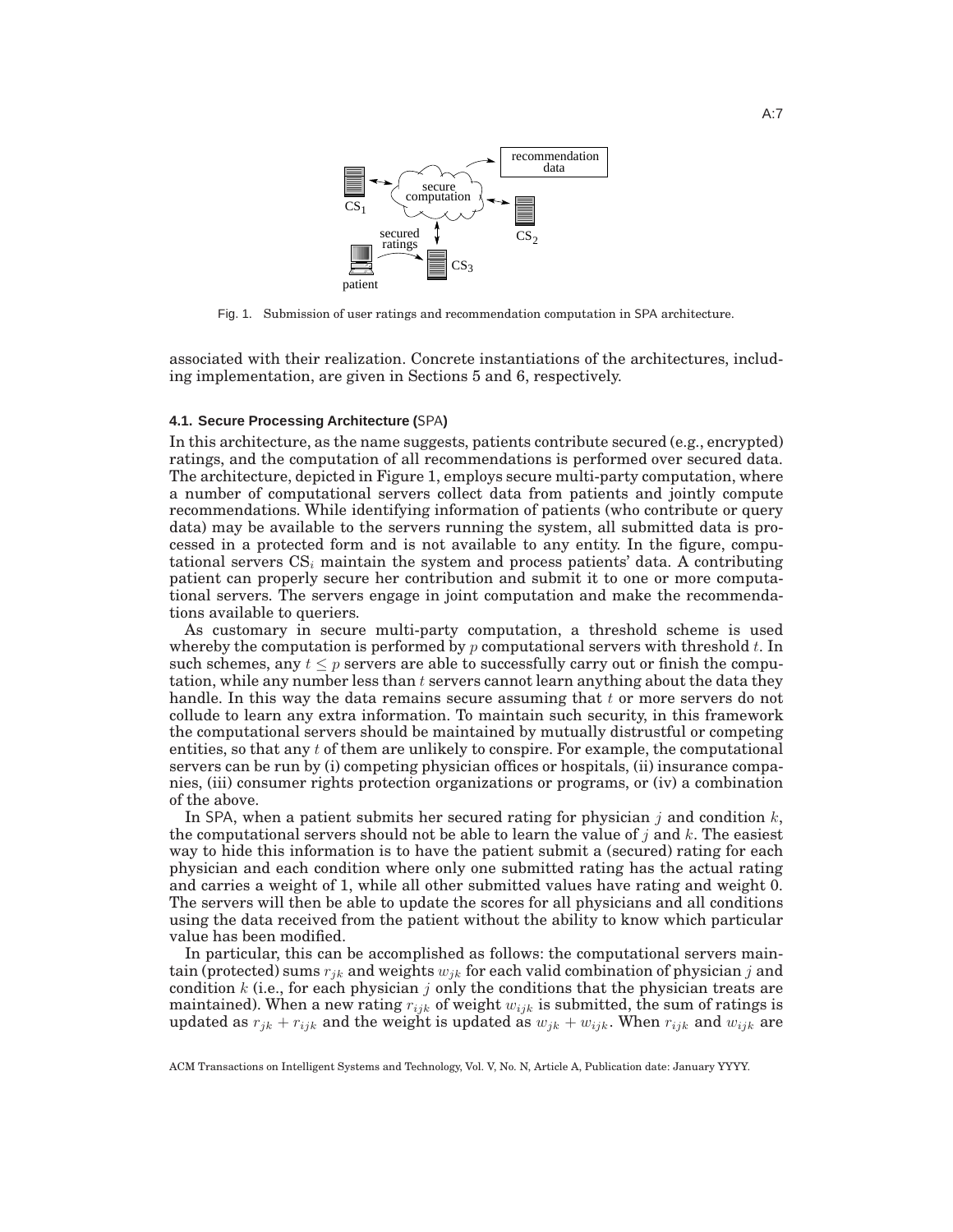Fig. 1. Submission of user ratings and recommendation computation in SPA architecture.

associated with their realization. Concrete instantiations of the architectures, including implementation, are given in Sections 5 and 6, respectively.

### 4.1. Secure Processing Architecture (SPA)

In this architecture, as the name suggests, patients contribute secured (e.g., encrypted) ratings, and the computation of all recommendations is performed over secured data. The architecture, depicted in Figure 1, employs secure multi-party computation, where a number of computational servers collect data from patients and jointly compute recommendations. While identifying information of patients (who contribute or query data) may be available to the servers running the system, all submitted data is processed in a protected form and is not available to any entity. In the figure, computational servers $\text{CS}_i$ maintain the system and process patients' data. A contributing patient can properly secure her contribution and submit it to one or more computational servers. The servers engage in joint computation and make the recommendations available to queriers.

As customary in secure multi-party computation, a threshold scheme is used whereby the computation is performed by $p$ computational servers with threshold $t$. In such schemes, any $t \leq p$ servers are able to successfully carry out or finish the computation, while any number less than $t$ servers cannot learn anything about the data they handle. In this way the data remains secure assuming that $t$ or more servers do not collude to learn any extra information. To maintain such security, in this framework the computational servers should be maintained by mutually distrustful or competing entities, so that any $t$ of them are unlikely to conspire. For example, the computational servers can be run by (i) competing physician offices or hospitals, (ii) insurance companies, (iii) consumer rights protection organizations or programs, or (iv) a combination of the above.

In SPA, when a patient submits her secured rating for physician $j$ and condition $k$, the computational servers should not be able to learn the value of $j$ and $k$. The easiest way to hide this information is to have the patient submit a (secured) rating for each physician and each condition where only one submitted rating has the actual rating and carries a weight of 1, while all other submitted values have rating and weight 0. The servers will then be able to update the scores for all physicians and all conditions using the data received from the patient without the ability to know which particular value has been modified.

In particular, this can be accomplished as follows: the computational servers maintain (protected) sums $r_{jk}$ and weights $w_{jk}$ for each valid combination of physician $j$ and condition $k$ (i.e., for each physician $j$ only the conditions that the physician treats are maintained). When a new rating $r_{ijk}$ of weight $w_{ijk}$ is submitted, the sum of ratings is updated as $r_{jk} + r_{ijk}$ and the weight is updated as $w_{jk} + w_{ijk}$. When $r_{ijk}$ and $w_{ijk}$ are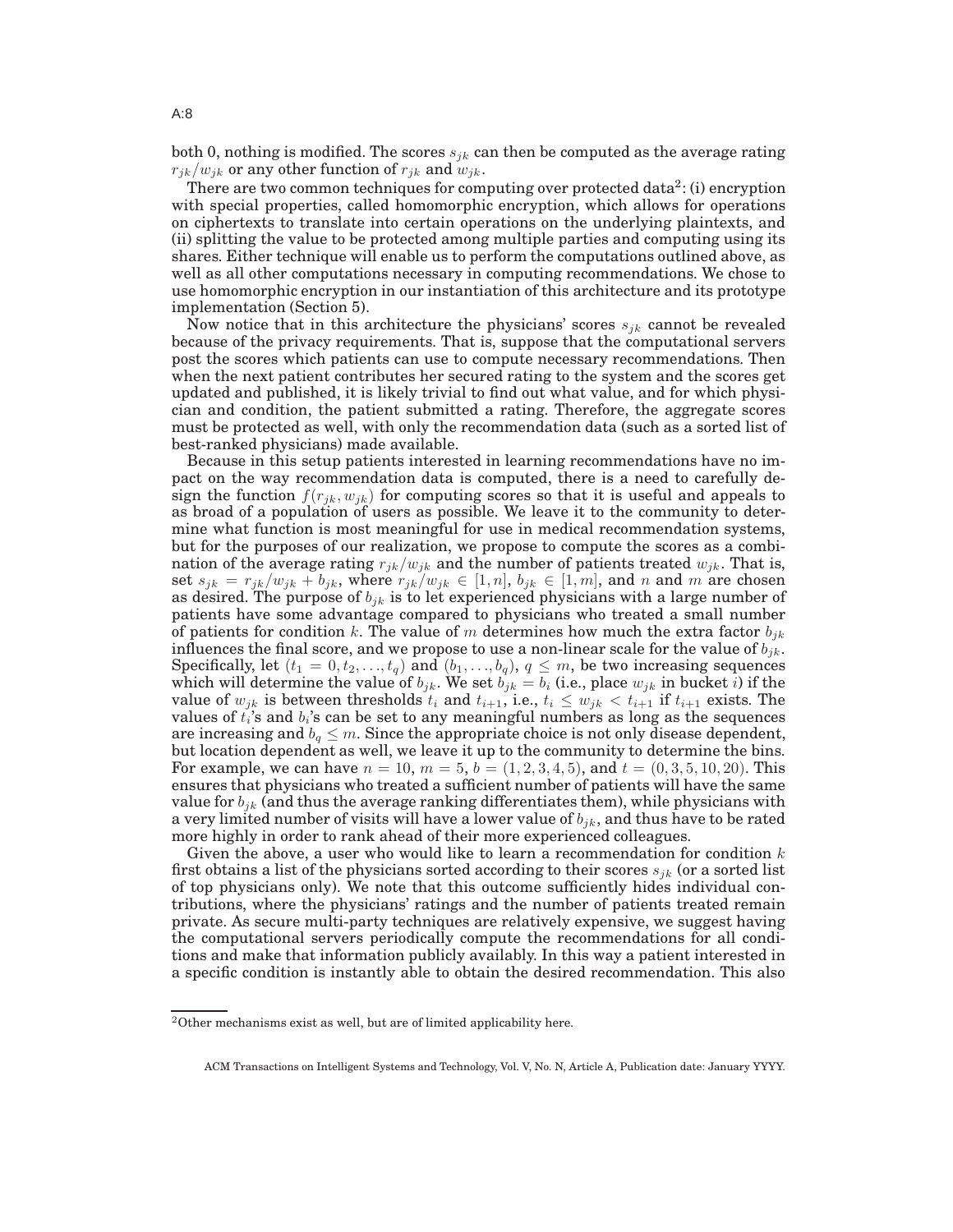both 0, nothing is modified. The scores $s_{jk}$ can then be computed as the average rating $r_{jk}/w_{jk}$ or any other function of $r_{jk}$ and $w_{jk}$.

There are two common techniques for computing over protected data[2]: (i) encryption with special properties, called homomorphic encryption, which allows for operations on ciphertexts to translate into certain operations on the underlying plaintexts, and (ii) splitting the value to be protected among multiple parties and computing using its shares. Either technique will enable us to perform the computations outlined above, as well as all other computations necessary in computing recommendations. We chose to use homomorphic encryption in our instantiation of this architecture and its prototype implementation (Section 5).

Now notice that in this architecture the physicians' scores $s_{jk}$ cannot be revealed because of the privacy requirements. That is, suppose that the computational servers post the scores which patients can use to compute necessary recommendations. Then when the next patient contributes her secured rating to the system and the scores get updated and published, it is likely trivial to find out what value, and for which physician and condition, the patient submitted a rating. Therefore, the aggregate scores must be protected as well, with only the recommendation data (such as a sorted list of best-ranked physicians) made available.

Because in this setup patients interested in learning recommendations have no impact on the way recommendation data is computed, there is a need to carefully design the function $f(r_{jk}, w_{jk})$ for computing scores so that it is useful and appeals to as broad of a population of users as possible. We leave it to the community to determine what function is most meaningful for use in medical recommendation systems, but for the purposes of our realization, we propose to compute the scores as a combination of the average rating $r_{jk}/w_{jk}$ and the number of patients treated $w_{jk}$. That is, set $s_{jk} = r_{jk}/w_{jk} + b_{jk}$, where $r_{jk}/w_{jk} \in [1, n]$, $b_{jk} \in [1, m]$, and $n$ and $m$ are chosen as desired. The purpose of $b_{jk}$ is to let experienced physicians with a large number of patients have some advantage compared to physicians who treated a small number of patients for condition $k$. The value of $m$ determines how much the extra factor $b_{jk}$ influences the final score, and we propose to use a non-linear scale for the value of $b_{jk}$. Specifically, let $(t_1 = 0, t_2, \ldots, t_q)$ and $(b_1, \ldots, b_q)$, $q \leq m$, be two increasing sequences which will determine the value of $b_{jk}$. We set $b_{jk} = b_i$ (i.e., place $w_{jk}$ in bucket $i$) if the value of $w_{jk}$ is between thresholds $t_i$ and $t_{i+1}$, i.e., $t_i \leq w_{jk} < t_{i+1}$ if $t_{i+1}$ exists. The values of $t_i$'s and $b_i$'s can be set to any meaningful numbers as long as the sequences are increasing and $b_q \leq m$. Since the appropriate choice is not only disease dependent, but location dependent as well, we leave it up to the community to determine the bins. For example, we can have $n = 10$, $m = 5$, $b = (1, 2, 3, 4, 5)$, and $t = (0, 3, 5, 10, 20)$. This ensures that physicians who treated a sufficient number of patients will have the same value for $b_{jk}$ (and thus the average ranking differentiates them), while physicians with a very limited number of visits will have a lower value of $b_{jk}$, and thus have to be rated more highly in order to rank ahead of their more experienced colleagues.

Given the above, a user who would like to learn a recommendation for condition $k$ first obtains a list of the physicians sorted according to their scores $s_{jk}$ (or a sorted list of top physicians only). We note that this outcome sufficiently hides individual contributions, where the physicians' ratings and the number of patients treated remain private. As secure multi-party techniques are relatively expensive, we suggest having the computational servers periodically compute the recommendations for all conditions and make that information publicly availably. In this way a patient interested in a specific condition is instantly able to obtain the desired recommendation. This also

[2]Other mechanisms exist as well, but are of limited applicability here.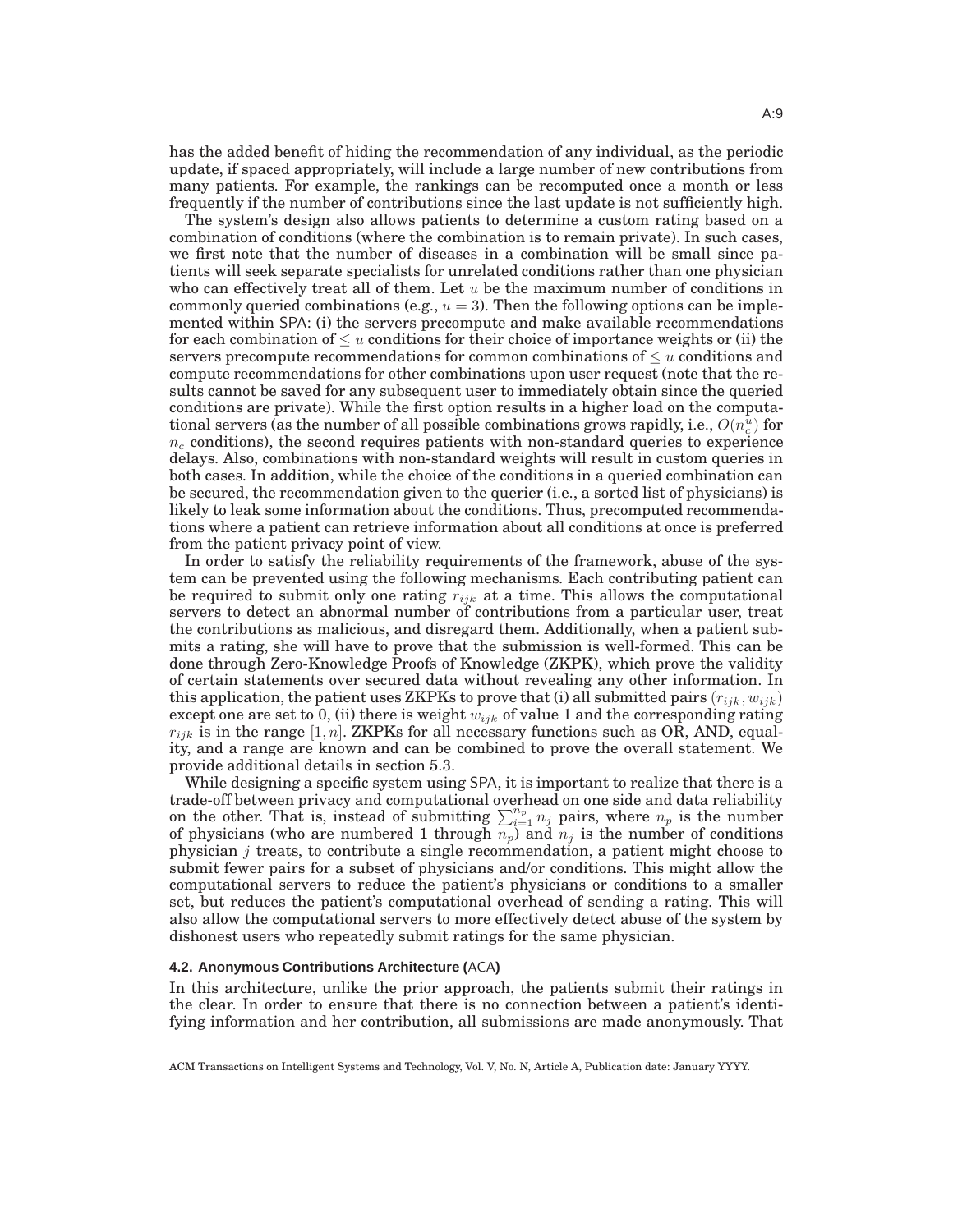has the added benefit of hiding the recommendation of any individual, as the periodic update, if spaced appropriately, will include a large number of new contributions from many patients. For example, the rankings can be recomputed once a month or less frequently if the number of contributions since the last update is not sufficiently high.

The system's design also allows patients to determine a custom rating based on a combination of conditions (where the combination is to remain private). In such cases, we first note that the number of diseases in a combination will be small since patients will seek separate specialists for unrelated conditions rather than one physician who can effectively treat all of them. Let $u$ be the maximum number of conditions in commonly queried combinations (e.g., $u = 3$). Then the following options can be implemented within SPA: (i) the servers precompute and make available recommendations for each combination of $\leq u$ conditions for their choice of importance weights or (ii) the servers precompute recommendations for common combinations of $\leq u$ conditions and compute recommendations for other combinations upon user request (note that the results cannot be saved for any subsequent user to immediately obtain since the queried conditions are private). While the first option results in a higher load on the computational servers (as the number of all possible combinations grows rapidly, i.e., $O(n_c^u)$ for $n_c$ conditions), the second requires patients with non-standard queries to experience delays. Also, combinations with non-standard weights will result in custom queries in both cases. In addition, while the choice of the conditions in a queried combination can be secured, the recommendation given to the querier (i.e., a sorted list of physicians) is likely to leak some information about the conditions. Thus, precomputed recommendations where a patient can retrieve information about all conditions at once is preferred from the patient privacy point of view.

In order to satisfy the reliability requirements of the framework, abuse of the system can be prevented using the following mechanisms. Each contributing patient can be required to submit only one rating $r_{ijk}$ at a time. This allows the computational servers to detect an abnormal number of contributions from a particular user, treat the contributions as malicious, and disregard them. Additionally, when a patient submits a rating, she will have to prove that the submission is well-formed. This can be done through Zero-Knowledge Proofs of Knowledge (ZKPK), which prove the validity of certain statements over secured data without revealing any other information. In this application, the patient uses ZKPKs to prove that (i) all submitted pairs $(r_{ijk}, w_{ijk})$ except one are set to 0, (ii) there is weight $w_{ijk}$ of value 1 and the corresponding rating $r_{ijk}$ is in the range $[1, n]$. ZKPKs for all necessary functions such as OR, AND, equality, and a range are known and can be combined to prove the overall statement. We provide additional details in section 5.3.

While designing a specific system using SPA, it is important to realize that there is a trade-off between privacy and computational overhead on one side and data reliability on the other. That is, instead of submitting $\sum_{i=1}^{n_p} n_j$ pairs, where $n_p$ is the number of physicians (who are numbered 1 through $n_p$) and $n_j$ is the number of conditions physician $j$ treats, to contribute a single recommendation, a patient might choose to submit fewer pairs for a subset of physicians and/or conditions. This might allow the computational servers to reduce the patient's physicians or conditions to a smaller set, but reduces the patient's computational overhead of sending a rating. This will also allow the computational servers to more effectively detect abuse of the system by dishonest users who repeatedly submit ratings for the same physician.

### 4.2. Anonymous Contributions Architecture (ACA)

In this architecture, unlike the prior approach, the patients submit their ratings in the clear. In order to ensure that there is no connection between a patient's identifying information and her contribution, all submissions are made anonymously. That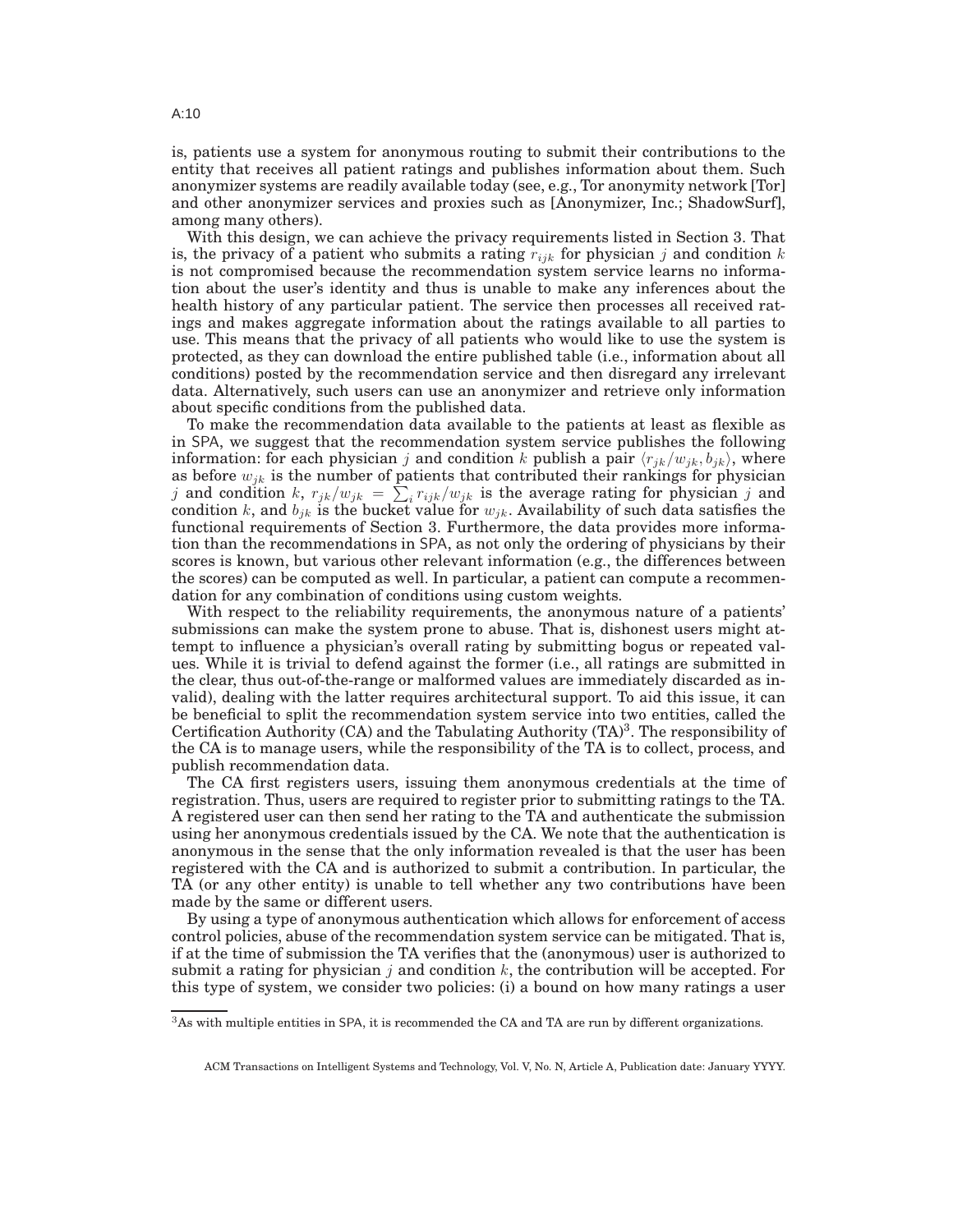is, patients use a system for anonymous routing to submit their contributions to the entity that receives all patient ratings and publishes information about them. Such anonymizer systems are readily available today (see, e.g., Tor anonymity network [Tor] and other anonymizer services and proxies such as [Anonymizer, Inc.; ShadowSurf], among many others).

With this design, we can achieve the privacy requirements listed in Section 3. That is, the privacy of a patient who submits a rating $r_{ijk}$ for physician $j$ and condition $k$ is not compromised because the recommendation system service learns no information about the user's identity and thus is unable to make any inferences about the health history of any particular patient. The service then processes all received ratings and makes aggregate information about the ratings available to all parties to use. This means that the privacy of all patients who would like to use the system is protected, as they can download the entire published table (i.e., information about all conditions) posted by the recommendation service and then disregard any irrelevant data. Alternatively, such users can use an anonymizer and retrieve only information about specific conditions from the published data.

To make the recommendation data available to the patients at least as flexible as in SPA, we suggest that the recommendation system service publishes the following information: for each physician $j$ and condition $k$ publish a pair $\langle r_{jk}/w_{jk}, b_{jk}\rangle$, where as before $w_{jk}$ is the number of patients that contributed their rankings for physician $j$ and condition $k$, $r_{jk}/w_{jk} = \sum_i r_{ijk}/w_{jk}$ is the average rating for physician $j$ and condition $k$, and $b_{jk}$ is the bucket value for $w_{jk}$. Availability of such data satisfies the functional requirements of Section 3. Furthermore, the data provides more information than the recommendations in SPA, as not only the ordering of physicians by their scores is known, but various other relevant information (e.g., the differences between the scores) can be computed as well. In particular, a patient can compute a recommendation for any combination of conditions using custom weights.

With respect to the reliability requirements, the anonymous nature of a patients' submissions can make the system prone to abuse. That is, dishonest users might attempt to influence a physician's overall rating by submitting bogus or repeated values. While it is trivial to defend against the former (i.e., all ratings are submitted in the clear, thus out-of-the-range or malformed values are immediately discarded as invalid), dealing with the latter requires architectural support. To aid this issue, it can be beneficial to split the recommendation system service into two entities, called the Certification Authority (CA) and the Tabulating Authority (TA)[3]. The responsibility of the CA is to manage users, while the responsibility of the TA is to collect, process, and publish recommendation data.

The CA first registers users, issuing them anonymous credentials at the time of registration. Thus, users are required to register prior to submitting ratings to the TA. A registered user can then send her rating to the TA and authenticate the submission using her anonymous credentials issued by the CA. We note that the authentication is anonymous in the sense that the only information revealed is that the user has been registered with the CA and is authorized to submit a contribution. In particular, the TA (or any other entity) is unable to tell whether any two contributions have been made by the same or different users.

By using a type of anonymous authentication which allows for enforcement of access control policies, abuse of the recommendation system service can be mitigated. That is, if at the time of submission the TA verifies that the (anonymous) user is authorized to submit a rating for physician $j$ and condition $k$, the contribution will be accepted. For this type of system, we consider two policies: (i) a bound on how many ratings a user

[3] As with multiple entities in SPA, it is recommended the CA and TA are run by different organizations.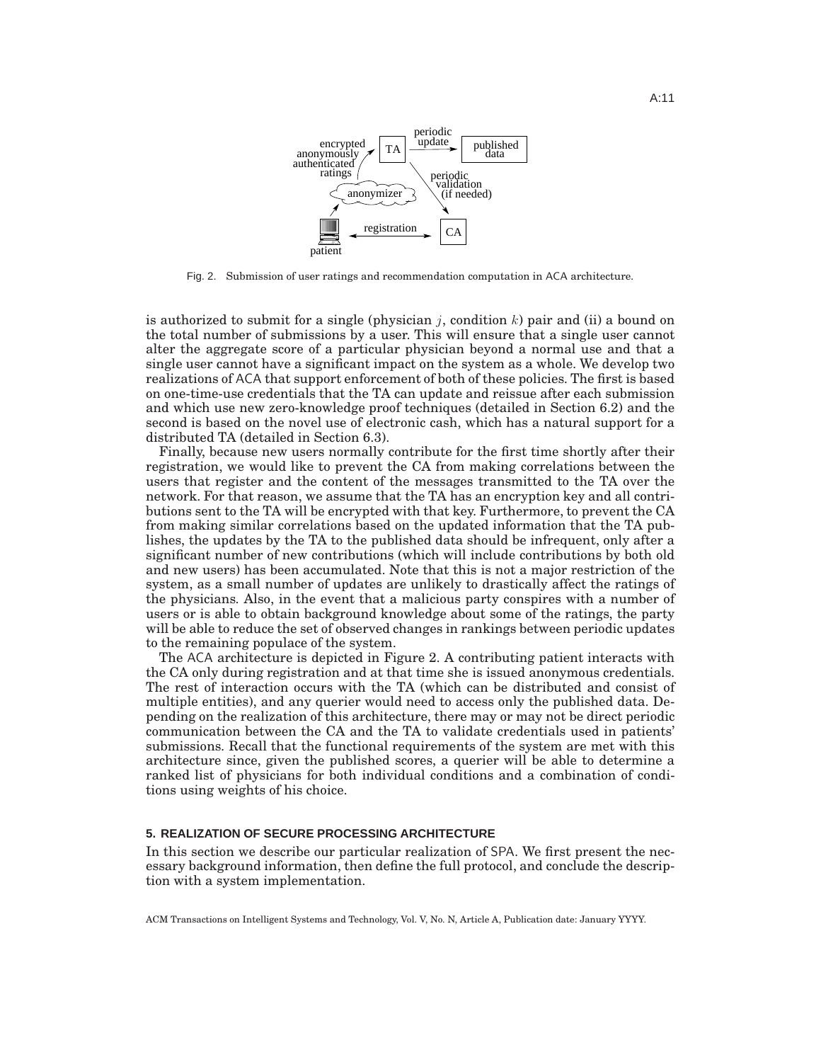Fig. 2. Submission of user ratings and recommendation computation in ACA architecture.

is authorized to submit for a single (physician $j$, condition $k$) pair and (ii) a bound on the total number of submissions by a user. This will ensure that a single user cannot alter the aggregate score of a particular physician beyond a normal use and that a single user cannot have a significant impact on the system as a whole. We develop two realizations of ACA that support enforcement of both of these policies. The first is based on one-time-use credentials that the TA can update and reissue after each submission and which use new zero-knowledge proof techniques (detailed in Section 6.2) and the second is based on the novel use of electronic cash, which has a natural support for a distributed TA (detailed in Section 6.3).

Finally, because new users normally contribute for the first time shortly after their registration, we would like to prevent the CA from making correlations between the users that register and the content of the messages transmitted to the TA over the network. For that reason, we assume that the TA has an encryption key and all contributions sent to the TA will be encrypted with that key. Furthermore, to prevent the CA from making similar correlations based on the updated information that the TA publishes, the updates by the TA to the published data should be infrequent, only after a significant number of new contributions (which will include contributions by both old and new users) has been accumulated. Note that this is not a major restriction of the system, as a small number of updates are unlikely to drastically affect the ratings of the physicians. Also, in the event that a malicious party conspires with a number of users or is able to obtain background knowledge about some of the ratings, the party will be able to reduce the set of observed changes in rankings between periodic updates to the remaining populace of the system.

The ACA architecture is depicted in Figure 2. A contributing patient interacts with the CA only during registration and at that time she is issued anonymous credentials. The rest of interaction occurs with the TA (which can be distributed and consist of multiple entities), and any querier would need to access only the published data. Depending on the realization of this architecture, there may or may not be direct periodic communication between the CA and the TA to validate credentials used in patients' submissions. Recall that the functional requirements of the system are met with this architecture since, given the published scores, a querier will be able to determine a ranked list of physicians for both individual conditions and a combination of conditions using weights of his choice.

## 5. REALIZATION OF SECURE PROCESSING ARCHITECTURE

In this section we describe our particular realization of SPA. We first present the necessary background information, then define the full protocol, and conclude the description with a system implementation.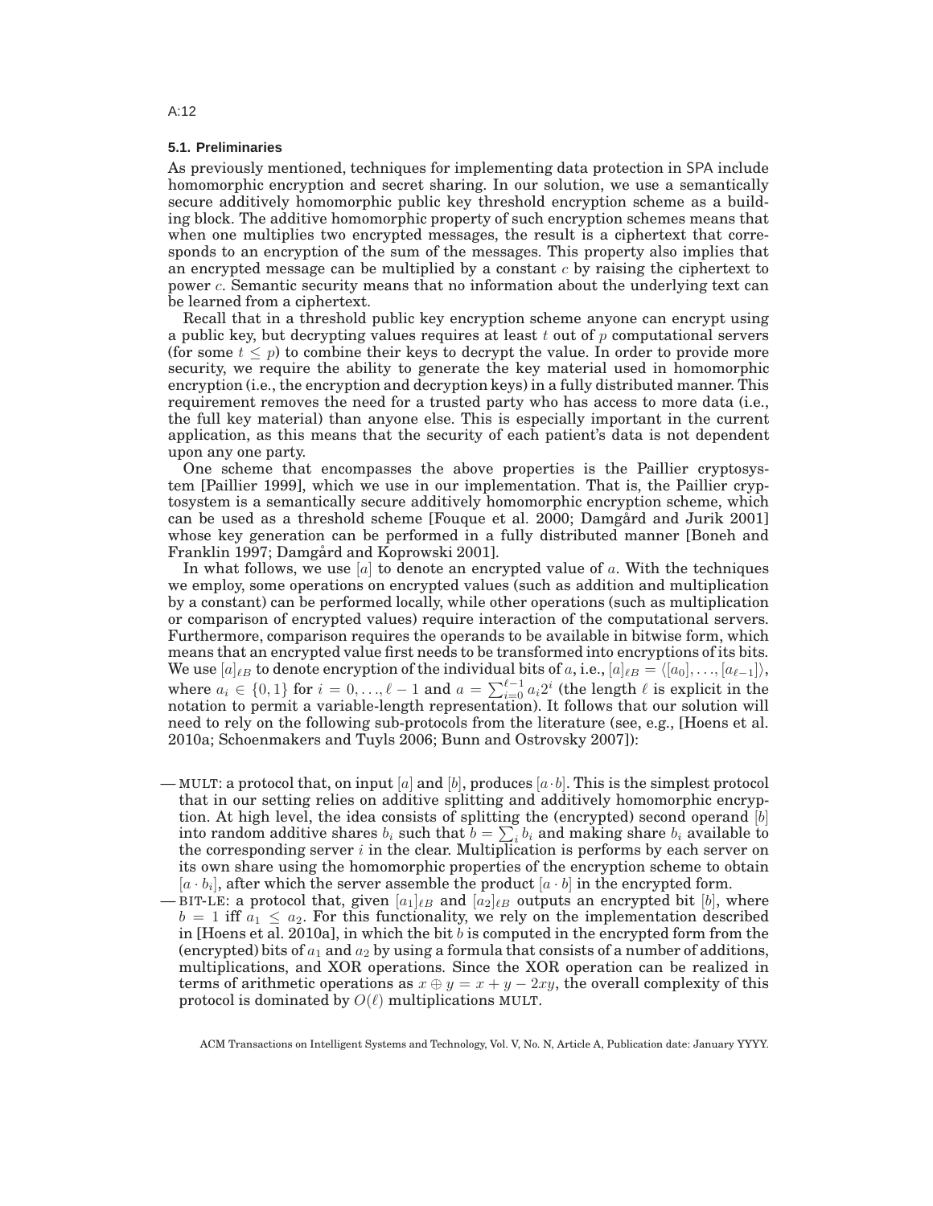### 5.1. Preliminaries

As previously mentioned, techniques for implementing data protection in SPA include homomorphic encryption and secret sharing. In our solution, we use a semantically secure additively homomorphic public key threshold encryption scheme as a building block. The additive homomorphic property of such encryption schemes means that when one multiplies two encrypted messages, the result is a ciphertext that corresponds to an encryption of the sum of the messages. This property also implies that an encrypted message can be multiplied by a constant $c$ by raising the ciphertext to power $c$. Semantic security means that no information about the underlying text can be learned from a ciphertext.

Recall that in a threshold public key encryption scheme anyone can encrypt using a public key, but decrypting values requires at least $t$ out of $p$ computational servers (for some $t \leq p$) to combine their keys to decrypt the value. In order to provide more security, we require the ability to generate the key material used in homomorphic encryption (i.e., the encryption and decryption keys) in a fully distributed manner. This requirement removes the need for a trusted party who has access to more data (i.e., the full key material) than anyone else. This is especially important in the current application, as this means that the security of each patient's data is not dependent upon any one party.

One scheme that encompasses the above properties is the Paillier cryptosystem [Paillier 1999], which we use in our implementation. That is, the Paillier cryptosystem is a semantically secure additively homomorphic encryption scheme, which can be used as a threshold scheme [Fouque et al. 2000; Damgård and Jurik 2001] whose key generation can be performed in a fully distributed manner [Boneh and Franklin 1997; Damgård and Koprowski 2001].

In what follows, we use $[a]$ to denote an encrypted value of $a$. With the techniques we employ, some operations on encrypted values (such as addition and multiplication by a constant) can be performed locally, while other operations (such as multiplication or comparison of encrypted values) require interaction of the computational servers. Furthermore, comparison requires the operands to be available in bitwise form, which means that an encrypted value first needs to be transformed into encryptions of its bits. We use $[a]_{\ell B}$ to denote encryption of the individual bits of $a$, i.e., $[a]_{\ell B} = \langle [a_0], \ldots, [a_{\ell-1}] \rangle$, where $a_i \in \{0, 1\}$ for $i = 0, \ldots, \ell - 1$ and $a = \sum_{i=0}^{\ell-1} a_i 2^i$ (the length $\ell$ is explicit in the notation to permit a variable-length representation). It follows that our solution will need to rely on the following sub-protocols from the literature (see, e.g., [Hoens et al. 2010a; Schoenmakers and Tuyls 2006; Bunn and Ostrovsky 2007]):

— MULT: a protocol that, on input $[a]$ and $[b]$, produces $[a \cdot b]$. This is the simplest protocol that in our setting relies on additive splitting and additively homomorphic encryption. At high level, the idea consists of splitting the (encrypted) second operand $[b]$ into random additive shares $b_i$ such that $b = \sum_i b_i$ and making share $b_i$ available to the corresponding server $i$ in the clear. Multiplication is performs by each server on its own share using the homomorphic properties of the encryption scheme to obtain $[a \cdot b_i]$, after which the server assemble the product $[a \cdot b]$ in the encrypted form.

— BIT-LE: a protocol that, given $[a_1]_{\ell B}$ and $[a_2]_{\ell B}$ outputs an encrypted bit $[b]$, where $b = 1$ iff $a_1 \leq a_2$. For this functionality, we rely on the implementation described in [Hoens et al. 2010a], in which the bit $b$ is computed in the encrypted form from the (encrypted) bits of $a_1$ and $a_2$ by using a formula that consists of a number of additions, multiplications, and XOR operations. Since the XOR operation can be realized in terms of arithmetic operations as $x \oplus y = x + y - 2xy$, the overall complexity of this protocol is dominated by $O(\ell)$ multiplications MULT.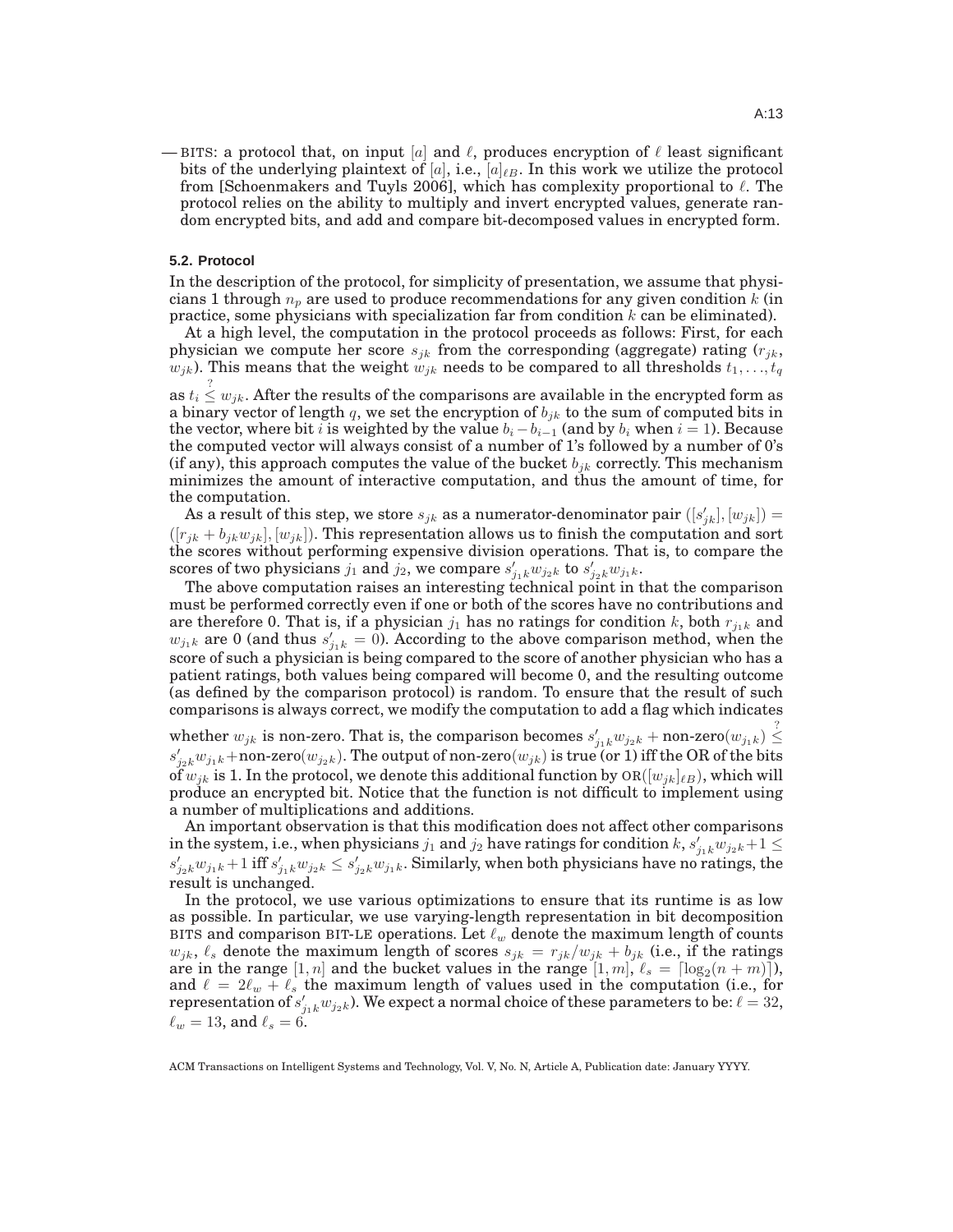— BITS: a protocol that, on input $[a]$ and $\ell$, produces encryption of $\ell$ least significant bits of the underlying plaintext of $[a]$, i.e., $[a]_{\ell B}$. In this work we utilize the protocol from [Schoenmakers and Tuyls 2006], which has complexity proportional to $\ell$. The protocol relies on the ability to multiply and invert encrypted values, generate random encrypted bits, and add and compare bit-decomposed values in encrypted form.

### 5.2. Protocol

In the description of the protocol, for simplicity of presentation, we assume that physicians 1 through $n_p$ are used to produce recommendations for any given condition $k$ (in practice, some physicians with specialization far from condition $k$ can be eliminated).

At a high level, the computation in the protocol proceeds as follows: First, for each physician we compute her score $s_{jk}$ from the corresponding (aggregate) rating ($r_{jk}$, $w_{jk}$). This means that the weight $w_{jk}$ needs to be compared to all thresholds $t_1, \ldots, t_q$ as $t_i \stackrel{?}{\leq} w_{jk}$. After the results of the comparisons are available in the encrypted form as a binary vector of length $q$, we set the encryption of $b_{jk}$ to the sum of computed bits in the vector, where bit $i$ is weighted by the value $b_i - b_{i-1}$ (and by $b_i$ when $i = 1$). Because the computed vector will always consist of a number of 1's followed by a number of 0's (if any), this approach computes the value of the bucket $b_{jk}$ correctly. This mechanism minimizes the amount of interactive computation, and thus the amount of time, for the computation.

As a result of this step, we store $s_{jk}$ as a numerator-denominator pair $([s'_{jk}], [w_{jk}]) = ([r_{jk} + b_{jk}w_{jk}], [w_{jk}])$. This representation allows us to finish the computation and sort the scores without performing expensive division operations. That is, to compare the scores of two physicians $j_1$ and $j_2$, we compare $s'_{j_1k}w_{j_2k}$ to $s'_{j_2k}w_{j_1k}$.

The above computation raises an interesting technical point in that the comparison must be performed correctly even if one or both of the scores have no contributions and are therefore 0. That is, if a physician $j_1$ has no ratings for condition $k$, both $r_{j_1k}$ and $w_{j_1k}$ are 0 (and thus $s'_{j_1k} = 0$). According to the above comparison method, when the score of such a physician is being compared to the score of another physician who has a patient ratings, both values being compared will become 0, and the resulting outcome (as defined by the comparison protocol) is random. To ensure that the result of such comparisons is always correct, we modify the computation to add a flag which indicates whether $w_{jk}$ is non-zero. That is, the comparison becomes $s'_{j_1k}w_{j_2k} + \text{non-zero}(w_{j_1k}) \stackrel{?}{\leq} s'_{j_2k}w_{j_1k} + \text{non-zero}(w_{j_2k})$. The output of $\text{non-zero}(w_{jk})$ is true (or 1) iff the OR of the bits of $w_{jk}$ is 1. In the protocol, we denote this additional function by $\text{OR}([w_{jk}]_{\ell B})$, which will produce an encrypted bit. Notice that the function is not difficult to implement using a number of multiplications and additions.

An important observation is that this modification does not affect other comparisons in the system, i.e., when physicians $j_1$ and $j_2$ have ratings for condition $k$, $s'_{j_1k}w_{j_2k} + 1 \leq s'_{j_2k}w_{j_1k} + 1$ iff $s'_{j_1k}w_{j_2k} \leq s'_{j_2k}w_{j_1k}$. Similarly, when both physicians have no ratings, the result is unchanged.

In the protocol, we use various optimizations to ensure that its runtime is as low as possible. In particular, we use varying-length representation in bit decomposition BITS and comparison BIT-LE operations. Let $\ell_w$ denote the maximum length of counts $w_{jk}$, $\ell_s$ denote the maximum length of scores $s_{jk} = r_{jk}/w_{jk} + b_{jk}$ (i.e., if the ratings are in the range $[1, n]$ and the bucket values in the range $[1, m]$, $\ell_s = \lceil \log_2(n + m) \rceil$), and $\ell = 2\ell_w + \ell_s$ the maximum length of values used in the computation (i.e., for representation of $s'_{j_1k}w_{j_2k}$). We expect a normal choice of these parameters to be: $\ell = 32$, $\ell_w = 13$, and $\ell_s = 6$.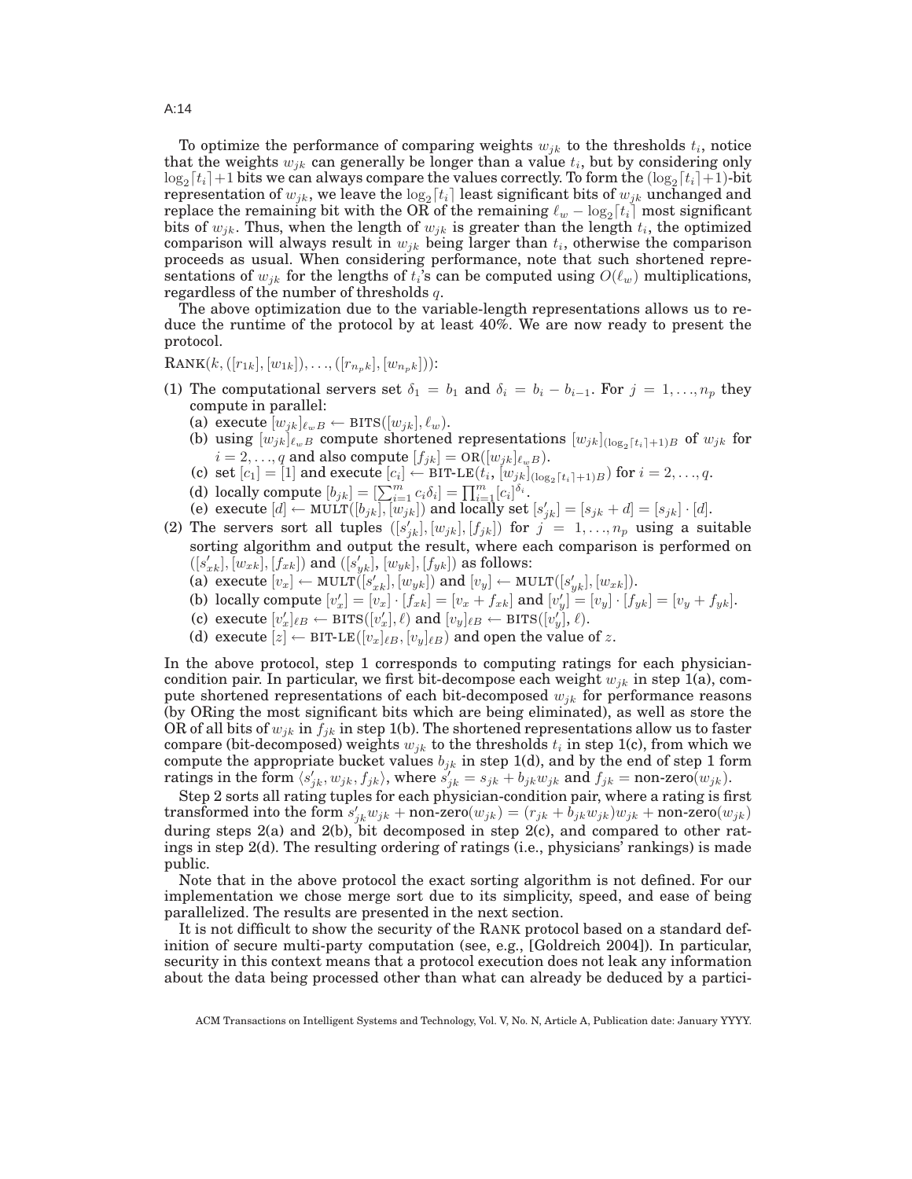To optimize the performance of comparing weights $w_{jk}$ to the thresholds $t_i$, notice that the weights $w_{jk}$ can generally be longer than a value $t_i$, but by considering only $\log_2\lceil t_i \rceil + 1$ bits we can always compare the values correctly. To form the $(\log_2\lceil t_i \rceil + 1)$-bit representation of $w_{jk}$, we leave the $\log_2\lceil t_i \rceil$ least significant bits of $w_{jk}$ unchanged and replace the remaining bit with the OR of the remaining $\ell_w - \log_2\lceil t_i \rceil$ most significant bits of $w_{jk}$. Thus, when the length of $w_{jk}$ is greater than the length $t_i$, the optimized comparison will always result in $w_{jk}$ being larger than $t_i$, otherwise the comparison proceeds as usual. When considering performance, note that such shortened representations of $w_{jk}$ for the lengths of $t_i$'s can be computed using $O(\ell_w)$ multiplications, regardless of the number of thresholds $q$.

The above optimization due to the variable-length representations allows us to reduce the runtime of the protocol by at least 40%. We are now ready to present the protocol.

RANK$(k, ([r_{1k}], [w_{1k}]), \ldots, ([r_{n_p k}], [w_{n_p k}]))$:

(1) The computational servers set $\delta_1 = b_1$ and $\delta_i = b_i - b_{i-1}$. For $j = 1, \ldots, n_p$ they compute in parallel:
  (a) execute $[w_{jk}]_{\ell_w B} \leftarrow \text{BITS}([w_{jk}], \ell_w)$.
  (b) using $[w_{jk}]_{\ell_w B}$ compute shortened representations $[w_{jk}]_{(\log_2\lceil t_i \rceil+1)B}$ of $w_{jk}$ for $i = 2, \ldots, q$ and also compute $[f_{jk}] = \text{OR}([w_{jk}]_{\ell_w B})$.
  (c) set $[c_1] = [1]$ and execute $[c_i] \leftarrow \text{BIT-LE}(t_i, [w_{jk}]_{(\log_2\lceil t_i \rceil+1)B})$ for $i = 2, \ldots, q$.
  (d) locally compute $[b_{jk}] = [\sum_{i=1}^{m} c_i \delta_i] = \prod_{i=1}^{m} [c_i]^{\delta_i}$.
  (e) execute $[d] \leftarrow \text{MULT}([b_{jk}], [w_{jk}])$ and locally set $[s'_{jk}] = [s_{jk} + d] = [s_{jk}] \cdot [d]$.

(2) The servers sort all tuples $([s'_{jk}], [w_{jk}], [f_{jk}])$ for $j = 1, \ldots, n_p$ using a suitable sorting algorithm and output the result, where each comparison is performed on $([s'_{xk}], [w_{xk}], [f_{xk}])$ and $([s'_{yk}], [w_{yk}], [f_{yk}])$ as follows:
  (a) execute $[v_x] \leftarrow \text{MULT}([s'_{xk}], [w_{yk}])$ and $[v_y] \leftarrow \text{MULT}([s'_{yk}], [w_{xk}])$.
  (b) locally compute $[v'_x] = [v_x] \cdot [f_{xk}] = [v_x + f_{xk}]$ and $[v'_y] = [v_y] \cdot [f_{yk}] = [v_y + f_{yk}]$.
  (c) execute $[v'_x]_{\ell B} \leftarrow \text{BITS}([v'_x], \ell)$ and $[v_y]_{\ell B} \leftarrow \text{BITS}([v'_y], \ell)$.
  (d) execute $[z] \leftarrow \text{BIT-LE}([v_x]_{\ell B}, [v_y]_{\ell B})$ and open the value of $z$.

In the above protocol, step 1 corresponds to computing ratings for each physician-condition pair. In particular, we first bit-decompose each weight $w_{jk}$ in step 1(a), compute shortened representations of each bit-decomposed $w_{jk}$ for performance reasons (by ORing the most significant bits which are being eliminated), as well as store the OR of all bits of $w_{jk}$ in $f_{jk}$ in step 1(b). The shortened representations allow us to faster compare (bit-decomposed) weights $w_{jk}$ to the thresholds $t_i$ in step 1(c), from which we compute the appropriate bucket values $b_{jk}$ in step 1(d), and by the end of step 1 form ratings in the form $\langle s'_{jk}, w_{jk}, f_{jk} \rangle$, where $s'_{jk} = s_{jk} + b_{jk} w_{jk}$ and $f_{jk} = \text{non-zero}(w_{jk})$.

Step 2 sorts all rating tuples for each physician-condition pair, where a rating is first transformed into the form $s'_{jk} w_{jk} + \text{non-zero}(w_{jk}) = (r_{jk} + b_{jk} w_{jk}) w_{jk} + \text{non-zero}(w_{jk})$ during steps 2(a) and 2(b), bit decomposed in step 2(c), and compared to other ratings in step 2(d). The resulting ordering of ratings (i.e., physicians' rankings) is made public.

Note that in the above protocol the exact sorting algorithm is not defined. For our implementation we chose merge sort due to its simplicity, speed, and ease of being parallelized. The results are presented in the next section.

It is not difficult to show the security of the RANK protocol based on a standard definition of secure multi-party computation (see, e.g., [Goldreich 2004]). In particular, security in this context means that a protocol execution does not leak any information about the data being processed other than what can already be deduced by a partici-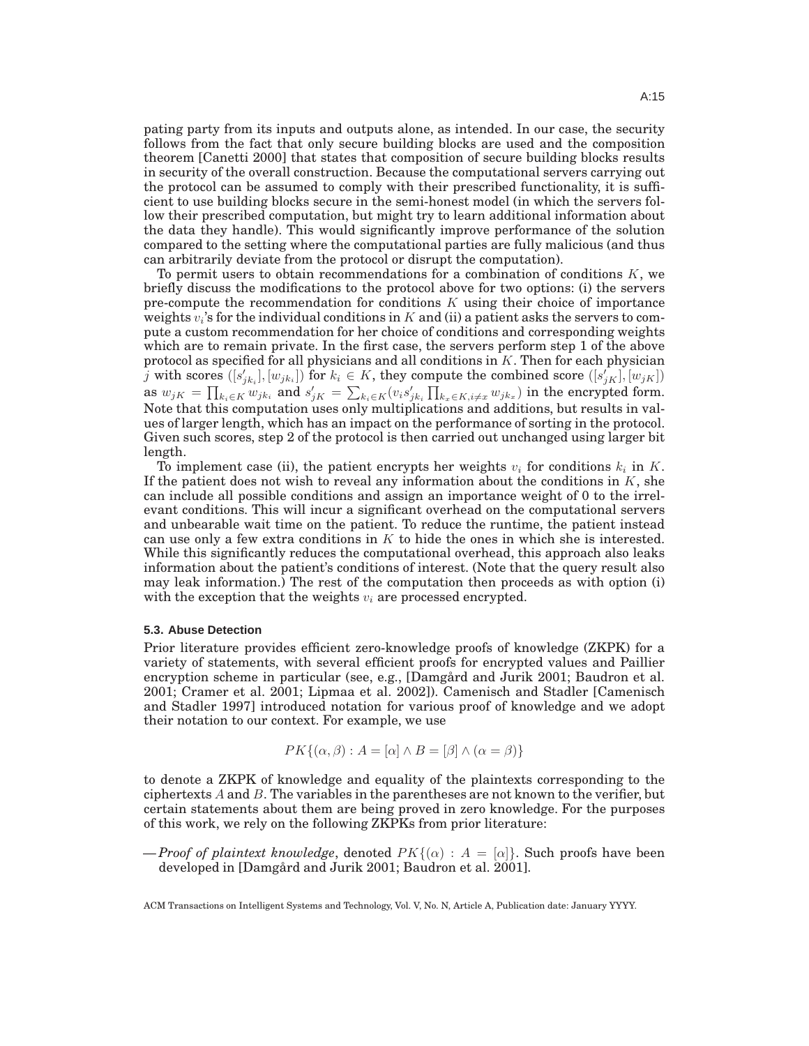pating party from its inputs and outputs alone, as intended. In our case, the security follows from the fact that only secure building blocks are used and the composition theorem [Canetti 2000] that states that composition of secure building blocks results in security of the overall construction. Because the computational servers carrying out the protocol can be assumed to comply with their prescribed functionality, it is sufficient to use building blocks secure in the semi-honest model (in which the servers follow their prescribed computation, but might try to learn additional information about the data they handle). This would significantly improve performance of the solution compared to the setting where the computational parties are fully malicious (and thus can arbitrarily deviate from the protocol or disrupt the computation).

To permit users to obtain recommendations for a combination of conditions $K$, we briefly discuss the modifications to the protocol above for two options: (i) the servers pre-compute the recommendation for conditions $K$ using their choice of importance weights $v_i$'s for the individual conditions in $K$ and (ii) a patient asks the servers to compute a custom recommendation for her choice of conditions and corresponding weights which are to remain private. In the first case, the servers perform step 1 of the above protocol as specified for all physicians and all conditions in $K$. Then for each physician $j$ with scores $([s'_{jk_i}], [w_{jk_i}])$ for $k_i \in K$, they compute the combined score $([s'_{jK}], [w_{jK}])$ as $w_{jK} = \prod_{k_i \in K} w_{jk_i}$ and $s'_{jK} = \sum_{k_i \in K}(v_i s'_{jk_i} \prod_{k_x \in K, i \neq x} w_{jk_x})$ in the encrypted form. Note that this computation uses only multiplications and additions, but results in values of larger length, which has an impact on the performance of sorting in the protocol. Given such scores, step 2 of the protocol is then carried out unchanged using larger bit length.

To implement case (ii), the patient encrypts her weights $v_i$ for conditions $k_i$ in $K$. If the patient does not wish to reveal any information about the conditions in $K$, she can include all possible conditions and assign an importance weight of 0 to the irrelevant conditions. This will incur a significant overhead on the computational servers and unbearable wait time on the patient. To reduce the runtime, the patient instead can use only a few extra conditions in $K$ to hide the ones in which she is interested. While this significantly reduces the computational overhead, this approach also leaks information about the patient's conditions of interest. (Note that the query result also may leak information.) The rest of the computation then proceeds as with option (i) with the exception that the weights $v_i$ are processed encrypted.

### 5.3. Abuse Detection

Prior literature provides efficient zero-knowledge proofs of knowledge (ZKPK) for a variety of statements, with several efficient proofs for encrypted values and Paillier encryption scheme in particular (see, e.g., [Damgård and Jurik 2001; Baudron et al. 2001; Cramer et al. 2001; Lipmaa et al. 2002]). Camenisch and Stadler [Camenisch and Stadler 1997] introduced notation for various proof of knowledge and we adopt their notation to our context. For example, we use

$$PK\{(\alpha, \beta) : A = [\alpha] \wedge B = [\beta] \wedge (\alpha = \beta)\}$$

to denote a ZKPK of knowledge and equality of the plaintexts corresponding to the ciphertexts $A$ and $B$. The variables in the parentheses are not known to the verifier, but certain statements about them are being proved in zero knowledge. For the purposes of this work, we rely on the following ZKPKs from prior literature:

— *Proof of plaintext knowledge*, denoted $PK\{(\alpha) : A = [\alpha]\}$. Such proofs have been developed in [Damgård and Jurik 2001; Baudron et al. 2001].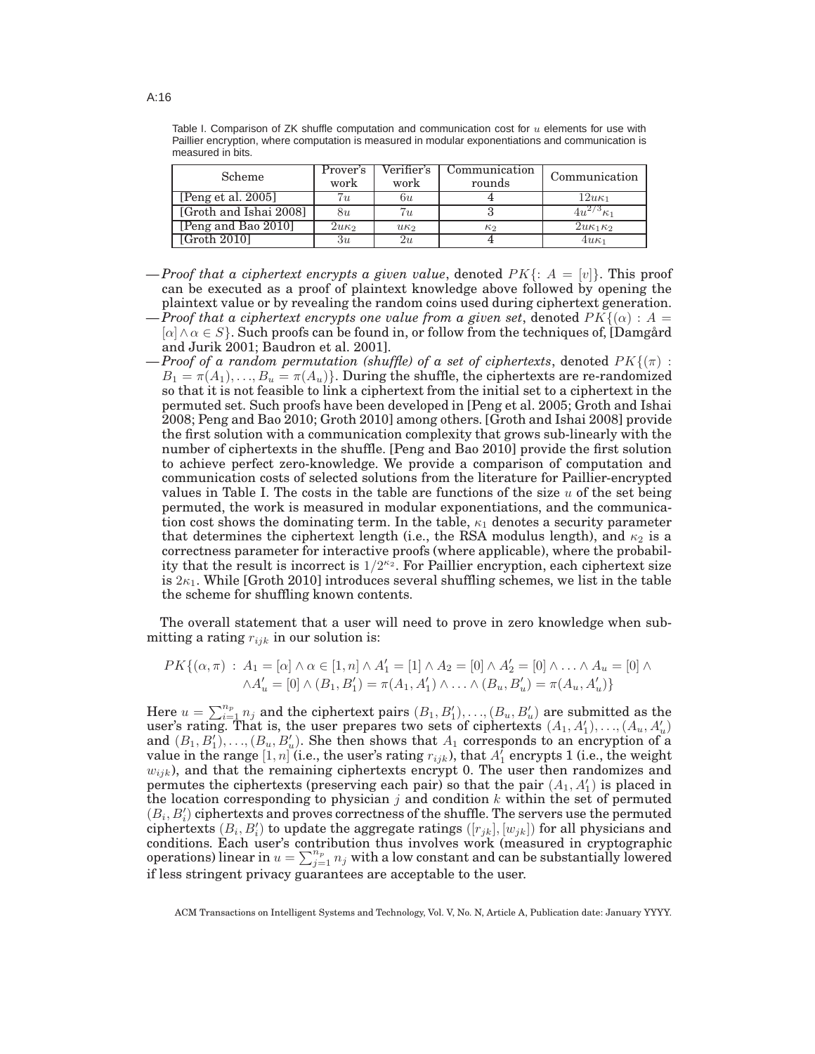Table I. Comparison of ZK shuffle computation and communication cost for $u$ elements for use with Paillier encryption, where computation is measured in modular exponentiations and communication is measured in bits.

| Scheme | Prover's work | Verifier's work | Communication rounds | Communication |
|---|---|---|---|---|
| [Peng et al. 2005] | $7u$ | $6u$ | 4 | $12u\kappa_1$ |
| [Groth and Ishai 2008] | $8u$ | $7u$ | 3 | $4u^{2/3}\kappa_1$ |
| [Peng and Bao 2010] | $2u\kappa_2$ | $u\kappa_2$ | $\kappa_2$ | $2u\kappa_1\kappa_2$ |
| [Groth 2010] | $3u$ | $2u$ | 4 | $4u\kappa_1$ |

— *Proof that a ciphertext encrypts a given value*, denoted $PK\{: A = [v]\}$. This proof can be executed as a proof of plaintext knowledge above followed by opening the plaintext value or by revealing the random coins used during ciphertext generation.

— *Proof that a ciphertext encrypts one value from a given set*, denoted $PK\{(\alpha) : A = [\alpha] \wedge \alpha \in S\}$. Such proofs can be found in, or follow from the techniques of, [Damgård and Jurik 2001; Baudron et al. 2001].

— *Proof of a random permutation (shuffle) of a set of ciphertexts*, denoted $PK\{(\pi) : B_1 = \pi(A_1), \ldots, B_u = \pi(A_u)\}$. During the shuffle, the ciphertexts are re-randomized so that it is not feasible to link a ciphertext from the initial set to a ciphertext in the permuted set. Such proofs have been developed in [Peng et al. 2005; Groth and Ishai 2008; Peng and Bao 2010; Groth 2010] among others. [Groth and Ishai 2008] provide the first solution with a communication complexity that grows sub-linearly with the number of ciphertexts in the shuffle. [Peng and Bao 2010] provide the first solution to achieve perfect zero-knowledge. We provide a comparison of computation and communication costs of selected solutions from the literature for Paillier-encrypted values in Table I. The costs in the table are functions of the size $u$ of the set being permuted, the work is measured in modular exponentiations, and the communication cost shows the dominating term. In the table, $\kappa_1$ denotes a security parameter that determines the ciphertext length (i.e., the RSA modulus length), and $\kappa_2$ is a correctness parameter for interactive proofs (where applicable), where the probability that the result is incorrect is $1/2^{\kappa_2}$. For Paillier encryption, each ciphertext size is $2\kappa_1$. While [Groth 2010] introduces several shuffling schemes, we list in the table the scheme for shuffling known contents.

The overall statement that a user will need to prove in zero knowledge when submitting a rating $r_{ijk}$ in our solution is:

$$PK\{(\alpha, \pi) : A_1 = [\alpha] \wedge \alpha \in [1, n] \wedge A'_1 = [1] \wedge A_2 = [0] \wedge A'_2 = [0] \wedge \ldots \wedge A_u = [0] \wedge \\ \wedge A'_u = [0] \wedge (B_1, B'_1) = \pi(A_1, A'_1) \wedge \ldots \wedge (B_u, B'_u) = \pi(A_u, A'_u)\}$$

Here $u = \sum_{i=1}^{n_p} n_j$ and the ciphertext pairs $(B_1, B'_1), \ldots, (B_u, B'_u)$ are submitted as the user's rating. That is, the user prepares two sets of ciphertexts $(A_1, A'_1), \ldots, (A_u, A'_u)$ and $(B_1, B'_1), \ldots, (B_u, B'_u)$. She then shows that $A_1$ corresponds to an encryption of a value in the range $[1, n]$ (i.e., the user's rating $r_{ijk}$), that $A'_1$ encrypts 1 (i.e., the weight $w_{ijk}$), and that the remaining ciphertexts encrypt 0. The user then randomizes and permutes the ciphertexts (preserving each pair) so that the pair $(A_1, A'_1)$ is placed in the location corresponding to physician $j$ and condition $k$ within the set of permuted $(B_i, B'_i)$ ciphertexts and proves correctness of the shuffle. The servers use the permuted ciphertexts $(B_i, B'_i)$ to update the aggregate ratings $([r_{jk}], [w_{jk}])$ for all physicians and conditions. Each user's contribution thus involves work (measured in cryptographic operations) linear in $u = \sum_{j=1}^{n_p} n_j$ with a low constant and can be substantially lowered if less stringent privacy guarantees are acceptable to the user.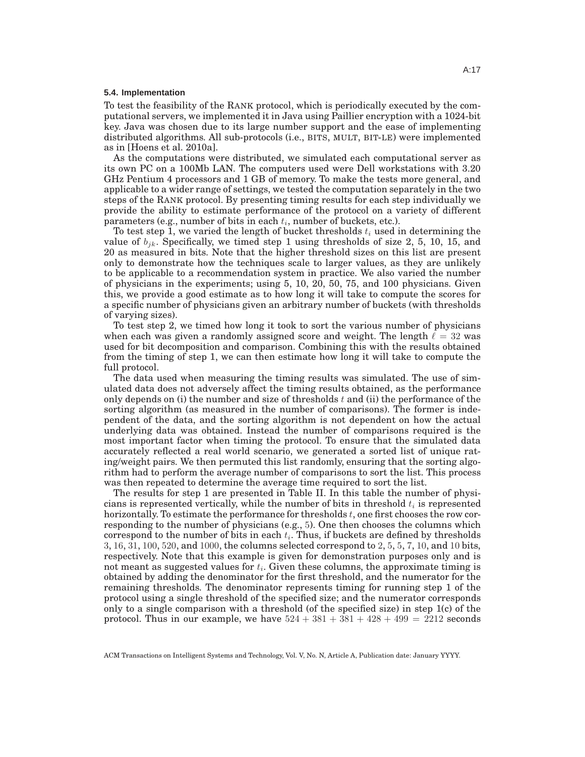### 5.4. Implementation

To test the feasibility of the RANK protocol, which is periodically executed by the computational servers, we implemented it in Java using Paillier encryption with a 1024-bit key. Java was chosen due to its large number support and the ease of implementing distributed algorithms. All sub-protocols (i.e., BITS, MULT, BIT-LE) were implemented as in [Hoens et al. 2010a].

As the computations were distributed, we simulated each computational server as its own PC on a 100Mb LAN. The computers used were Dell workstations with 3.20 GHz Pentium 4 processors and 1 GB of memory. To make the tests more general, and applicable to a wider range of settings, we tested the computation separately in the two steps of the RANK protocol. By presenting timing results for each step individually we provide the ability to estimate performance of the protocol on a variety of different parameters (e.g., number of bits in each $t_i$, number of buckets, etc.).

To test step 1, we varied the length of bucket thresholds $t_i$ used in determining the value of $b_{jk}$. Specifically, we timed step 1 using thresholds of size 2, 5, 10, 15, and 20 as measured in bits. Note that the higher threshold sizes on this list are present only to demonstrate how the techniques scale to larger values, as they are unlikely to be applicable to a recommendation system in practice. We also varied the number of physicians in the experiments; using 5, 10, 20, 50, 75, and 100 physicians. Given this, we provide a good estimate as to how long it will take to compute the scores for a specific number of physicians given an arbitrary number of buckets (with thresholds of varying sizes).

To test step 2, we timed how long it took to sort the various number of physicians when each was given a randomly assigned score and weight. The length $\ell = 32$ was used for bit decomposition and comparison. Combining this with the results obtained from the timing of step 1, we can then estimate how long it will take to compute the full protocol.

The data used when measuring the timing results was simulated. The use of simulated data does not adversely affect the timing results obtained, as the performance only depends on (i) the number and size of thresholds $t$ and (ii) the performance of the sorting algorithm (as measured in the number of comparisons). The former is independent of the data, and the sorting algorithm is not dependent on how the actual underlying data was obtained. Instead the number of comparisons required is the most important factor when timing the protocol. To ensure that the simulated data accurately reflected a real world scenario, we generated a sorted list of unique rating/weight pairs. We then permuted this list randomly, ensuring that the sorting algorithm had to perform the average number of comparisons to sort the list. This process was then repeated to determine the average time required to sort the list.

The results for step 1 are presented in Table II. In this table the number of physicians is represented vertically, while the number of bits in threshold $t_i$ is represented horizontally. To estimate the performance for thresholds $t$, one first chooses the row corresponding to the number of physicians (e.g., 5). One then chooses the columns which correspond to the number of bits in each $t_i$. Thus, if buckets are defined by thresholds $3, 16, 31, 100, 520$, and $1000$, the columns selected correspond to $2, 5, 5, 7, 10$, and $10$ bits, respectively. Note that this example is given for demonstration purposes only and is not meant as suggested values for $t_i$. Given these columns, the approximate timing is obtained by adding the denominator for the first threshold, and the numerator for the remaining thresholds. The denominator represents timing for running step 1 of the protocol using a single threshold of the specified size; and the numerator corresponds only to a single comparison with a threshold (of the specified size) in step 1(c) of the protocol. Thus in our example, we have $524 + 381 + 381 + 428 + 499 = 2212$ seconds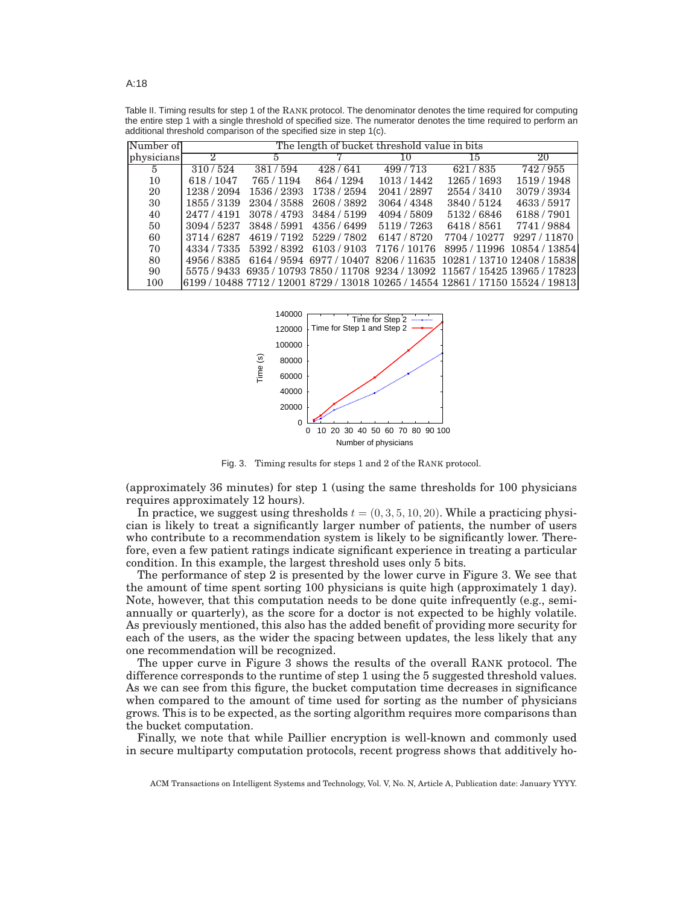Table II. Timing results for step 1 of the RANK protocol. The denominator denotes the time required for computing the entire step 1 with a single threshold of specified size. The numerator denotes the time required to perform an additional threshold comparison of the specified size in step 1(c).

| Number of physicians | The length of bucket threshold value in bits | | | | | |
|---|---|---|---|---|---|---|
| | 2 | 5 | 7 | 10 | 15 | 20 |
| 5 | 310 / 524 | 381 / 594 | 428 / 641 | 499 / 713 | 621 / 835 | 742 / 955 |
| 10 | 618 / 1047 | 765 / 1194 | 864 / 1294 | 1013 / 1442 | 1265 / 1693 | 1519 / 1948 |
| 20 | 1238 / 2094 | 1536 / 2393 | 1738 / 2594 | 2041 / 2897 | 2554 / 3410 | 3079 / 3934 |
| 30 | 1855 / 3139 | 2304 / 3588 | 2608 / 3892 | 3064 / 4348 | 3840 / 5124 | 4633 / 5917 |
| 40 | 2477 / 4191 | 3078 / 4793 | 3484 / 5199 | 4094 / 5809 | 5132 / 6846 | 6188 / 7901 |
| 50 | 3094 / 5237 | 3848 / 5991 | 4356 / 6499 | 5119 / 7263 | 6418 / 8561 | 7741 / 9884 |
| 60 | 3714 / 6287 | 4619 / 7192 | 5229 / 7802 | 6147 / 8720 | 7704 / 10277 | 9297 / 11870 |
| 70 | 4334 / 7335 | 5392 / 8392 | 6103 / 9103 | 7176 / 10176 | 8995 / 11996 | 10854 / 13854 |
| 80 | 4956 / 8385 | 6164 / 9594 | 6977 / 10407 | 8206 / 11635 | 10281 / 13710 | 12408 / 15838 |
| 90 | 5575 / 9433 | 6935 / 10793 | 7850 / 11708 | 9234 / 13092 | 11567 / 15425 | 13965 / 17823 |
| 100 | 6199 / 10488 | 7712 / 12001 | 8729 / 13018 | 10265 / 14554 | 12861 / 17150 | 15524 / 19813 |

Fig. 3. Timing results for steps 1 and 2 of the RANK protocol.

(approximately 36 minutes) for step 1 (using the same thresholds for 100 physicians requires approximately 12 hours).

In practice, we suggest using thresholds $t = (0, 3, 5, 10, 20)$. While a practicing physician is likely to treat a significantly larger number of patients, the number of users who contribute to a recommendation system is likely to be significantly lower. Therefore, even a few patient ratings indicate significant experience in treating a particular condition. In this example, the largest threshold uses only 5 bits.

The performance of step 2 is presented by the lower curve in Figure 3. We see that the amount of time spent sorting 100 physicians is quite high (approximately 1 day). Note, however, that this computation needs to be done quite infrequently (e.g., semi-annually or quarterly), as the score for a doctor is not expected to be highly volatile. As previously mentioned, this also has the added benefit of providing more security for each of the users, as the wider the spacing between updates, the less likely that any one recommendation will be recognized.

The upper curve in Figure 3 shows the results of the overall RANK protocol. The difference corresponds to the runtime of step 1 using the 5 suggested threshold values. As we can see from this figure, the bucket computation time decreases in significance when compared to the amount of time used for sorting as the number of physicians grows. This is to be expected, as the sorting algorithm requires more comparisons than the bucket computation.

Finally, we note that while Paillier encryption is well-known and commonly used in secure multiparty computation protocols, recent progress shows that additively ho-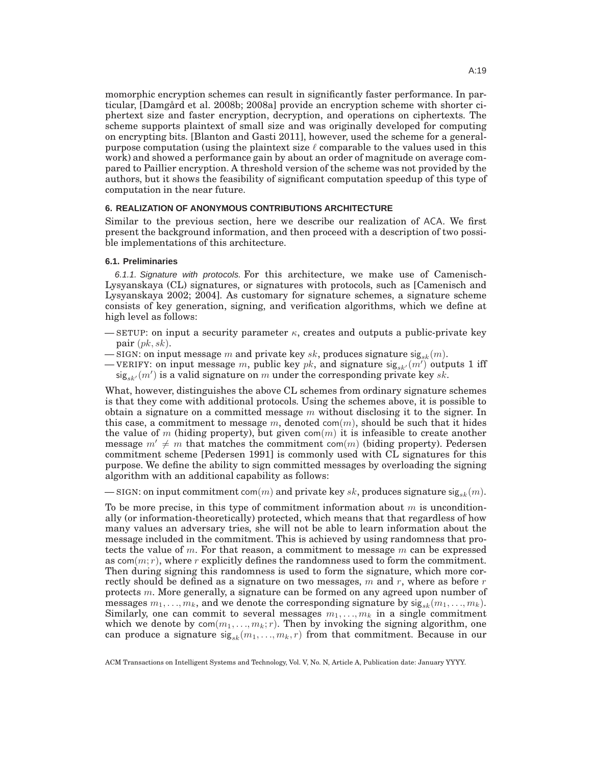momorphic encryption schemes can result in significantly faster performance. In particular, [Damgård et al. 2008b; 2008a] provide an encryption scheme with shorter ciphertext size and faster encryption, decryption, and operations on ciphertexts. The scheme supports plaintext of small size and was originally developed for computing on encrypting bits. [Blanton and Gasti 2011], however, used the scheme for a general-purpose computation (using the plaintext size $\ell$ comparable to the values used in this work) and showed a performance gain by about an order of magnitude on average compared to Paillier encryption. A threshold version of the scheme was not provided by the authors, but it shows the feasibility of significant computation speedup of this type of computation in the near future.

## 6. REALIZATION OF ANONYMOUS CONTRIBUTIONS ARCHITECTURE

Similar to the previous section, here we describe our realization of ACA. We first present the background information, and then proceed with a description of two possible implementations of this architecture.

### 6.1. Preliminaries

*6.1.1. Signature with protocols.* For this architecture, we make use of Camenisch-Lysyanskaya (CL) signatures, or signatures with protocols, such as [Camenisch and Lysyanskaya 2002; 2004]. As customary for signature schemes, a signature scheme consists of key generation, signing, and verification algorithms, which we define at high level as follows:

— SETUP: on input a security parameter $\kappa$, creates and outputs a public-private key pair $(pk, sk)$.
— SIGN: on input message $m$ and private key $sk$, produces signature $\mathsf{sig}_{sk}(m)$.
— VERIFY: on input message $m$, public key $pk$, and signature $\mathsf{sig}_{sk'}(m')$ outputs 1 iff $\mathsf{sig}_{sk'}(m')$ is a valid signature on $m$ under the corresponding private key $sk$.

What, however, distinguishes the above CL schemes from ordinary signature schemes is that they come with additional protocols. Using the schemes above, it is possible to obtain a signature on a committed message $m$ without disclosing it to the signer. In this case, a commitment to message $m$, denoted $\mathsf{com}(m)$, should be such that it hides the value of $m$ (hiding property), but given $\mathsf{com}(m)$ it is infeasible to create another message $m' \neq m$ that matches the commitment $\mathsf{com}(m)$ (biding property). Pedersen commitment scheme [Pedersen 1991] is commonly used with CL signatures for this purpose. We define the ability to sign committed messages by overloading the signing algorithm with an additional capability as follows:

— SIGN: on input commitment $\mathsf{com}(m)$ and private key $sk$, produces signature $\mathsf{sig}_{sk}(m)$.

To be more precise, in this type of commitment information about $m$ is unconditionally (or information-theoretically) protected, which means that that regardless of how many values an adversary tries, she will not be able to learn information about the message included in the commitment. This is achieved by using randomness that protects the value of $m$. For that reason, a commitment to message $m$ can be expressed as $\mathsf{com}(m; r)$, where $r$ explicitly defines the randomness used to form the commitment. Then during signing this randomness is used to form the signature, which more correctly should be defined as a signature on two messages, $m$ and $r$, where as before $r$ protects $m$. More generally, a signature can be formed on any agreed upon number of messages $m_1, \ldots, m_k$, and we denote the corresponding signature by $\mathsf{sig}_{sk}(m_1, \ldots, m_k)$. Similarly, one can commit to several messages $m_1, \ldots, m_k$ in a single commitment which we denote by $\mathsf{com}(m_1, \ldots, m_k; r)$. Then by invoking the signing algorithm, one can produce a signature $\mathsf{sig}_{sk}(m_1, \ldots, m_k, r)$ from that commitment. Because in our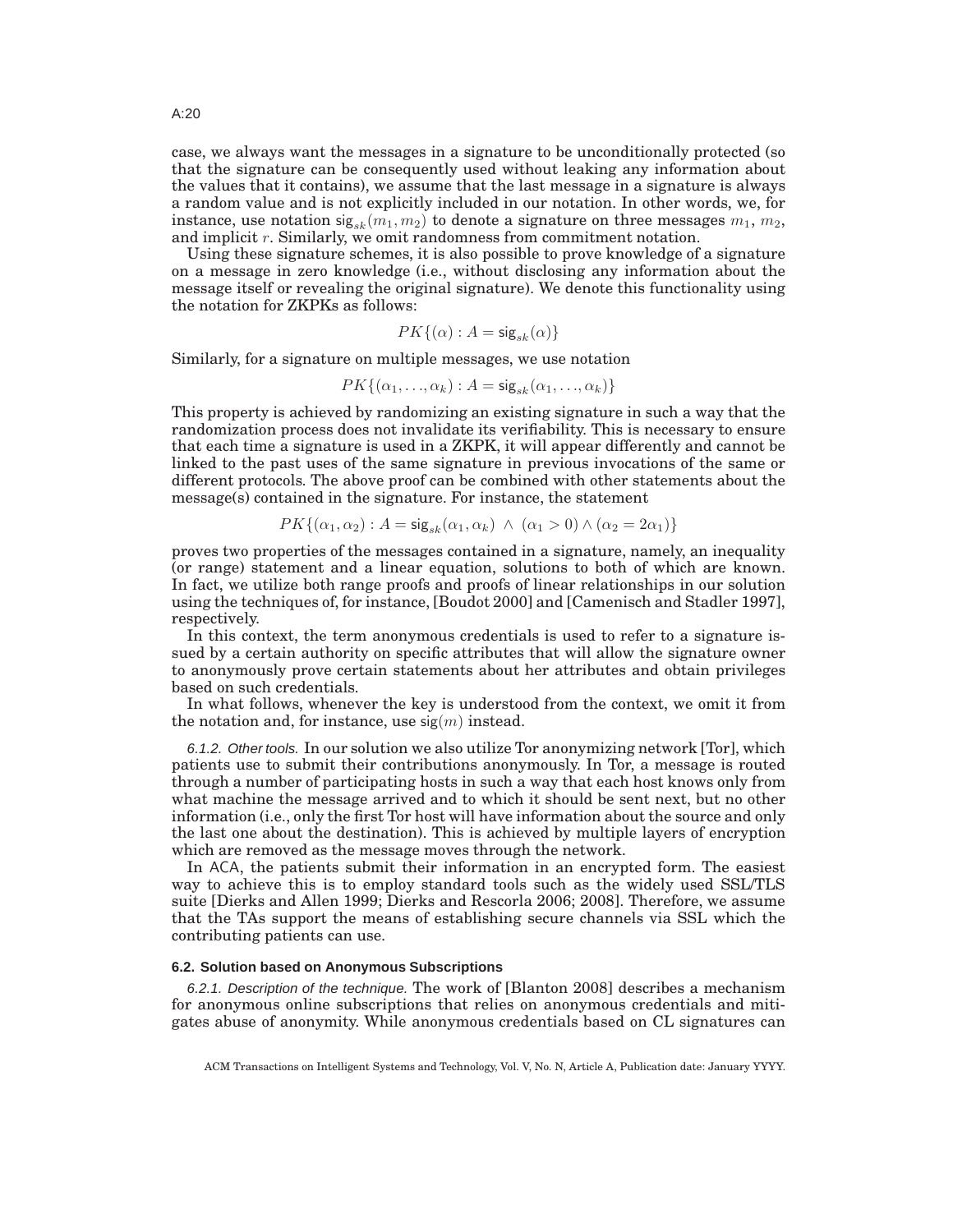case, we always want the messages in a signature to be unconditionally protected (so that the signature can be consequently used without leaking any information about the values that it contains), we assume that the last message in a signature is always a random value and is not explicitly included in our notation. In other words, we, for instance, use notation $\mathsf{sig}_{sk}(m_1, m_2)$ to denote a signature on three messages $m_1$, $m_2$, and implicit $r$. Similarly, we omit randomness from commitment notation.

Using these signature schemes, it is also possible to prove knowledge of a signature on a message in zero knowledge (i.e., without disclosing any information about the message itself or revealing the original signature). We denote this functionality using the notation for ZKPKs as follows:

$$PK\{(\alpha) : A = \mathsf{sig}_{sk}(\alpha)\}$$

Similarly, for a signature on multiple messages, we use notation

$$PK\{(\alpha_1, \ldots, \alpha_k) : A = \mathsf{sig}_{sk}(\alpha_1, \ldots, \alpha_k)\}$$

This property is achieved by randomizing an existing signature in such a way that the randomization process does not invalidate its verifiability. This is necessary to ensure that each time a signature is used in a ZKPK, it will appear differently and cannot be linked to the past uses of the same signature in previous invocations of the same or different protocols. The above proof can be combined with other statements about the message(s) contained in the signature. For instance, the statement

$$PK\{(\alpha_1, \alpha_2) : A = \mathsf{sig}_{sk}(\alpha_1, \alpha_k) \ \wedge \ (\alpha_1 > 0) \wedge (\alpha_2 = 2\alpha_1)\}$$

proves two properties of the messages contained in a signature, namely, an inequality (or range) statement and a linear equation, solutions to both of which are known. In fact, we utilize both range proofs and proofs of linear relationships in our solution using the techniques of, for instance, [Boudot 2000] and [Camenisch and Stadler 1997], respectively.

In this context, the term anonymous credentials is used to refer to a signature issued by a certain authority on specific attributes that will allow the signature owner to anonymously prove certain statements about her attributes and obtain privileges based on such credentials.

In what follows, whenever the key is understood from the context, we omit it from the notation and, for instance, use $\mathsf{sig}(m)$ instead.

*6.1.2. Other tools.* In our solution we also utilize Tor anonymizing network [Tor], which patients use to submit their contributions anonymously. In Tor, a message is routed through a number of participating hosts in such a way that each host knows only from what machine the message arrived and to which it should be sent next, but no other information (i.e., only the first Tor host will have information about the source and only the last one about the destination). This is achieved by multiple layers of encryption which are removed as the message moves through the network.

In ACA, the patients submit their information in an encrypted form. The easiest way to achieve this is to employ standard tools such as the widely used SSL/TLS suite [Dierks and Allen 1999; Dierks and Rescorla 2006; 2008]. Therefore, we assume that the TAs support the means of establishing secure channels via SSL which the contributing patients can use.

### 6.2. Solution based on Anonymous Subscriptions

*6.2.1. Description of the technique.* The work of [Blanton 2008] describes a mechanism for anonymous online subscriptions that relies on anonymous credentials and mitigates abuse of anonymity. While anonymous credentials based on CL signatures can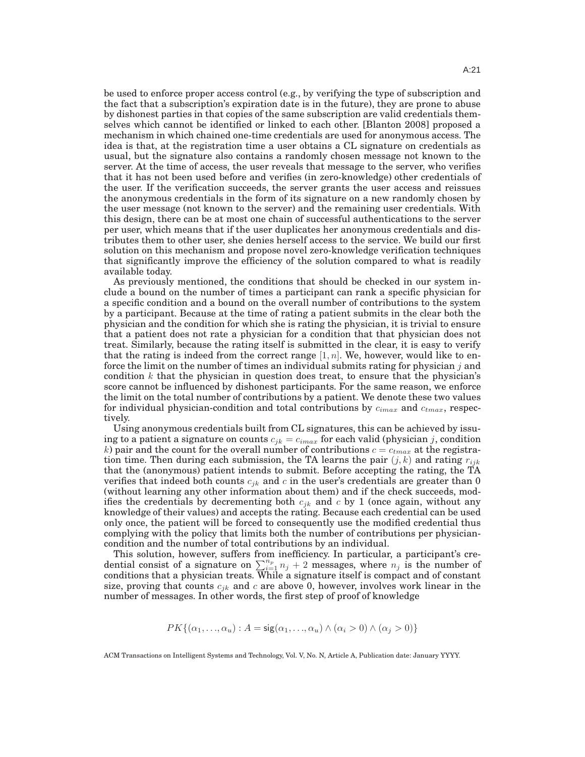be used to enforce proper access control (e.g., by verifying the type of subscription and the fact that a subscription's expiration date is in the future), they are prone to abuse by dishonest parties in that copies of the same subscription are valid credentials themselves which cannot be identified or linked to each other. [Blanton 2008] proposed a mechanism in which chained one-time credentials are used for anonymous access. The idea is that, at the registration time a user obtains a CL signature on credentials as usual, but the signature also contains a randomly chosen message not known to the server. At the time of access, the user reveals that message to the server, who verifies that it has not been used before and verifies (in zero-knowledge) other credentials of the user. If the verification succeeds, the server grants the user access and reissues the anonymous credentials in the form of its signature on a new randomly chosen by the user message (not known to the server) and the remaining user credentials. With this design, there can be at most one chain of successful authentications to the server per user, which means that if the user duplicates her anonymous credentials and distributes them to other user, she denies herself access to the service. We build our first solution on this mechanism and propose novel zero-knowledge verification techniques that significantly improve the efficiency of the solution compared to what is readily available today.

As previously mentioned, the conditions that should be checked in our system include a bound on the number of times a participant can rank a specific physician for a specific condition and a bound on the overall number of contributions to the system by a participant. Because at the time of rating a patient submits in the clear both the physician and the condition for which she is rating the physician, it is trivial to ensure that a patient does not rate a physician for a condition that that physician does not treat. Similarly, because the rating itself is submitted in the clear, it is easy to verify that the rating is indeed from the correct range $[1, n]$. We, however, would like to enforce the limit on the number of times an individual submits rating for physician $j$ and condition $k$ that the physician in question does treat, to ensure that the physician's score cannot be influenced by dishonest participants. For the same reason, we enforce the limit on the total number of contributions by a patient. We denote these two values for individual physician-condition and total contributions by $c_{imax}$ and $c_{tmax}$, respectively.

Using anonymous credentials built from CL signatures, this can be achieved by issuing to a patient a signature on counts $c_{jk} = c_{imax}$ for each valid (physician $j$, condition $k$) pair and the count for the overall number of contributions $c = c_{tmax}$ at the registration time. Then during each submission, the TA learns the pair $(j, k)$ and rating $r_{ijk}$ that the (anonymous) patient intends to submit. Before accepting the rating, the TA verifies that indeed both counts $c_{jk}$ and $c$ in the user's credentials are greater than 0 (without learning any other information about them) and if the check succeeds, modifies the credentials by decrementing both $c_{jk}$ and $c$ by 1 (once again, without any knowledge of their values) and accepts the rating. Because each credential can be used only once, the patient will be forced to consequently use the modified credential thus complying with the policy that limits both the number of contributions per physician-condition and the number of total contributions by an individual.

This solution, however, suffers from inefficiency. In particular, a participant's credential consist of a signature on $\sum_{i=1}^{n_p} n_j + 2$ messages, where $n_j$ is the number of conditions that a physician treats. While a signature itself is compact and of constant size, proving that counts $c_{jk}$ and $c$ are above 0, however, involves work linear in the number of messages. In other words, the first step of proof of knowledge

$$PK\{(\alpha_1, \ldots, \alpha_u) : A = \mathsf{sig}(\alpha_1, \ldots, \alpha_u) \wedge (\alpha_i > 0) \wedge (\alpha_j > 0)\}$$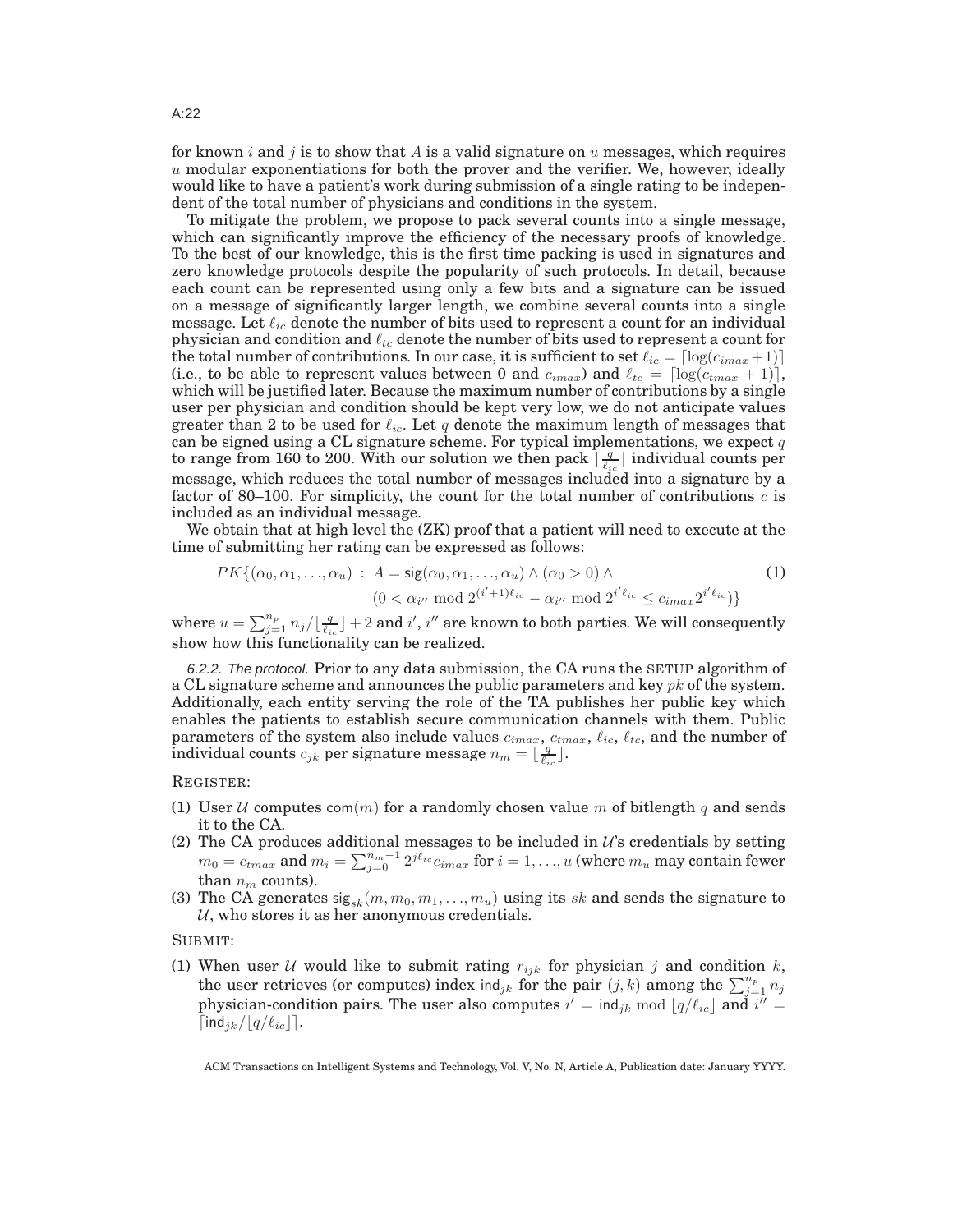for known $i$ and $j$ is to show that $A$ is a valid signature on $u$ messages, which requires $u$ modular exponentiations for both the prover and the verifier. We, however, ideally would like to have a patient's work during submission of a single rating to be independent of the total number of physicians and conditions in the system.

To mitigate the problem, we propose to pack several counts into a single message, which can significantly improve the efficiency of the necessary proofs of knowledge. To the best of our knowledge, this is the first time packing is used in signatures and zero knowledge protocols despite the popularity of such protocols. In detail, because each count can be represented using only a few bits and a signature can be issued on a message of significantly larger length, we combine several counts into a single message. Let $\ell_{ic}$ denote the number of bits used to represent a count for an individual physician and condition and $\ell_{tc}$ denote the number of bits used to represent a count for the total number of contributions. In our case, it is sufficient to set $\ell_{ic} = \lceil \log(c_{imax}+1) \rceil$ (i.e., to be able to represent values between 0 and $c_{imax}$) and $\ell_{tc} = \lceil \log(c_{tmax}+1) \rceil$, which will be justified later. Because the maximum number of contributions by a single user per physician and condition should be kept very low, we do not anticipate values greater than 2 to be used for $\ell_{ic}$. Let $q$ denote the maximum length of messages that can be signed using a CL signature scheme. For typical implementations, we expect $q$ to range from 160 to 200. With our solution we then pack $\lfloor \frac{q}{\ell_{ic}} \rfloor$ individual counts per message, which reduces the total number of messages included into a signature by a factor of 80–100. For simplicity, the count for the total number of contributions $c$ is included as an individual message.

We obtain that at high level the (ZK) proof that a patient will need to execute at the time of submitting her rating can be expressed as follows:

$$PK\{(\alpha_0, \alpha_1, \ldots, \alpha_u) \; : \; A = \mathsf{sig}(\alpha_0, \alpha_1, \ldots, \alpha_u) \wedge (\alpha_0 > 0) \wedge \\ (0 < \alpha_{i''} \bmod 2^{(i'+1)\ell_{ic}} - \alpha_{i''} \bmod 2^{i'\ell_{ic}} \leq c_{imax} 2^{i'\ell_{ic}})\} \quad (1)$$

where $u = \sum_{j=1}^{n_p} n_j / \lfloor \frac{q}{\ell_{ic}} \rfloor + 2$ and $i'$, $i''$ are known to both parties. We will consequently show how this functionality can be realized.

*6.2.2. The protocol.* Prior to any data submission, the CA runs the SETUP algorithm of a CL signature scheme and announces the public parameters and key $pk$ of the system. Additionally, each entity serving the role of the TA publishes her public key which enables the patients to establish secure communication channels with them. Public parameters of the system also include values $c_{imax}$, $c_{tmax}$, $\ell_{ic}$, $\ell_{tc}$, and the number of individual counts $c_{jk}$ per signature message $n_m = \lfloor \frac{q}{\ell_{ic}} \rfloor$.

REGISTER:

(1) User $\mathcal{U}$ computes $\mathsf{com}(m)$ for a randomly chosen value $m$ of bitlength $q$ and sends it to the CA.
(2) The CA produces additional messages to be included in $\mathcal{U}$'s credentials by setting $m_0 = c_{tmax}$ and $m_i = \sum_{j=0}^{n_m-1} 2^{j\ell_{ic}} c_{imax}$ for $i = 1, \ldots, u$ (where $m_u$ may contain fewer than $n_m$ counts).
(3) The CA generates $\mathsf{sig}_{sk}(m, m_0, m_1, \ldots, m_u)$ using its $sk$ and sends the signature to $\mathcal{U}$, who stores it as her anonymous credentials.

SUBMIT:

(1) When user $\mathcal{U}$ would like to submit rating $r_{ijk}$ for physician $j$ and condition $k$, the user retrieves (or computes) index $\mathsf{ind}_{jk}$ for the pair $(j,k)$ among the $\sum_{j=1}^{n_p} n_j$ physician-condition pairs. The user also computes $i' = \mathsf{ind}_{jk} \bmod \lfloor q/\ell_{ic} \rfloor$ and $i'' = \lceil \mathsf{ind}_{jk} / \lfloor q/\ell_{ic} \rfloor \rceil$.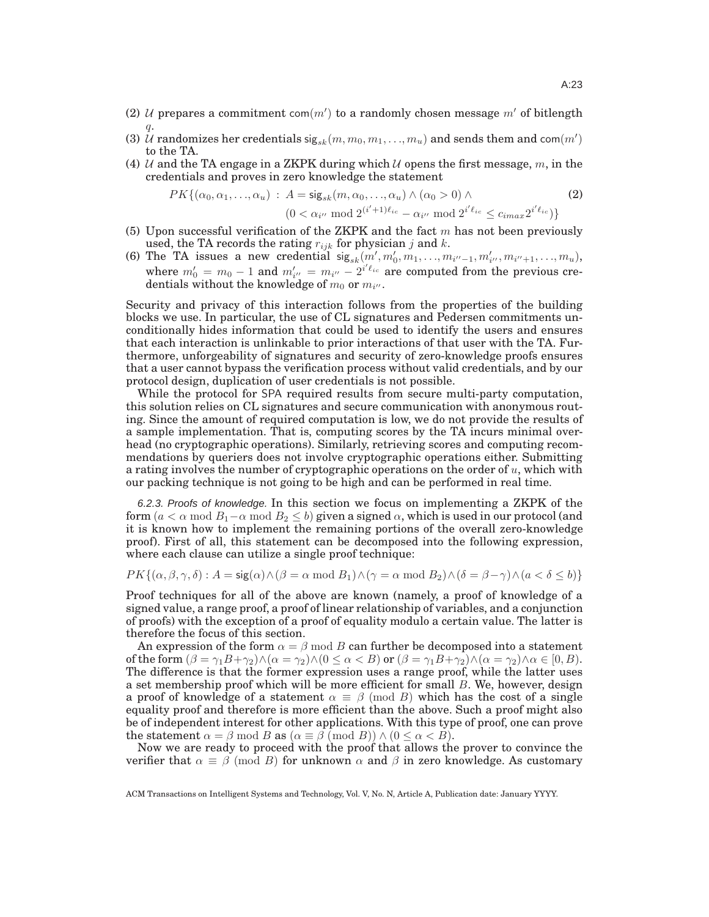(2) $\mathcal{U}$ prepares a commitment $\mathsf{com}(m')$ to a randomly chosen message $m'$ of bitlength $q$.

(3) $\mathcal{U}$ randomizes her credentials $\mathsf{sig}_{sk}(m, m_0, m_1, \ldots, m_u)$ and sends them and $\mathsf{com}(m')$ to the TA.

(4) $\mathcal{U}$ and the TA engage in a ZKPK during which $\mathcal{U}$ opens the first message, $m$, in the credentials and proves in zero knowledge the statement

$$PK\{(\alpha_0, \alpha_1, \ldots, \alpha_u) \;:\; A = \mathsf{sig}_{sk}(m, \alpha_0, \ldots, \alpha_u) \wedge (\alpha_0 > 0) \wedge \\ (0 < \alpha_{i''} \bmod 2^{(i'+1)\ell_{ic}} - \alpha_{i''} \bmod 2^{i'\ell_{ic}} \leq c_{imax} 2^{i'\ell_{ic}})\} \tag{2}$$

(5) Upon successful verification of the ZKPK and the fact $m$ has not been previously used, the TA records the rating $r_{ijk}$ for physician $j$ and $k$.

(6) The TA issues a new credential $\mathsf{sig}_{sk}(m', m_0', m_1, \ldots, m_{i''-1}, m_{i''}', m_{i''+1}, \ldots, m_u)$, where $m_0' = m_0 - 1$ and $m_{i''}' = m_{i''} - 2^{i'\ell_{ic}}$ are computed from the previous credentials without the knowledge of $m_0$ or $m_{i''}$.

Security and privacy of this interaction follows from the properties of the building blocks we use. In particular, the use of CL signatures and Pedersen commitments unconditionally hides information that could be used to identify the users and ensures that each interaction is unlinkable to prior interactions of that user with the TA. Furthermore, unforgeability of signatures and security of zero-knowledge proofs ensures that a user cannot bypass the verification process without valid credentials, and by our protocol design, duplication of user credentials is not possible.

While the protocol for SPA required results from secure multi-party computation, this solution relies on CL signatures and secure communication with anonymous routing. Since the amount of required computation is low, we do not provide the results of a sample implementation. That is, computing scores by the TA incurs minimal overhead (no cryptographic operations). Similarly, retrieving scores and computing recommendations by queriers does not involve cryptographic operations either. Submitting a rating involves the number of cryptographic operations on the order of $u$, which with our packing technique is not going to be high and can be performed in real time.

*6.2.3. Proofs of knowledge.* In this section we focus on implementing a ZKPK of the form $(a < \alpha \bmod B_1 - \alpha \bmod B_2 \leq b)$ given a signed $\alpha$, which is used in our protocol (and it is known how to implement the remaining portions of the overall zero-knowledge proof). First of all, this statement can be decomposed into the following expression, where each clause can utilize a single proof technique:

$$PK\{(\alpha, \beta, \gamma, \delta) : A = \mathsf{sig}(\alpha) \wedge (\beta = \alpha \bmod B_1) \wedge (\gamma = \alpha \bmod B_2) \wedge (\delta = \beta - \gamma) \wedge (a < \delta \leq b)\}$$

Proof techniques for all of the above are known (namely, a proof of knowledge of a signed value, a range proof, a proof of linear relationship of variables, and a conjunction of proofs) with the exception of a proof of equality modulo a certain value. The latter is therefore the focus of this section.

An expression of the form $\alpha = \beta \bmod B$ can further be decomposed into a statement of the form $(\beta = \gamma_1 B + \gamma_2) \wedge (\alpha = \gamma_2) \wedge (0 \leq \alpha < B)$ or $(\beta = \gamma_1 B + \gamma_2) \wedge (\alpha = \gamma_2) \wedge \alpha \in [0, B)$. The difference is that the former expression uses a range proof, while the latter uses a set membership proof which will be more efficient for small $B$. We, however, design a proof of knowledge of a statement $\alpha \equiv \beta \pmod{B}$ which has the cost of a single equality proof and therefore is more efficient than the above. Such a proof might also be of independent interest for other applications. With this type of proof, one can prove the statement $\alpha = \beta \bmod B$ as $(\alpha \equiv \beta \pmod{B}) \wedge (0 \leq \alpha < B)$.

Now we are ready to proceed with the proof that allows the prover to convince the verifier that $\alpha \equiv \beta \pmod{B}$ for unknown $\alpha$ and $\beta$ in zero knowledge. As customary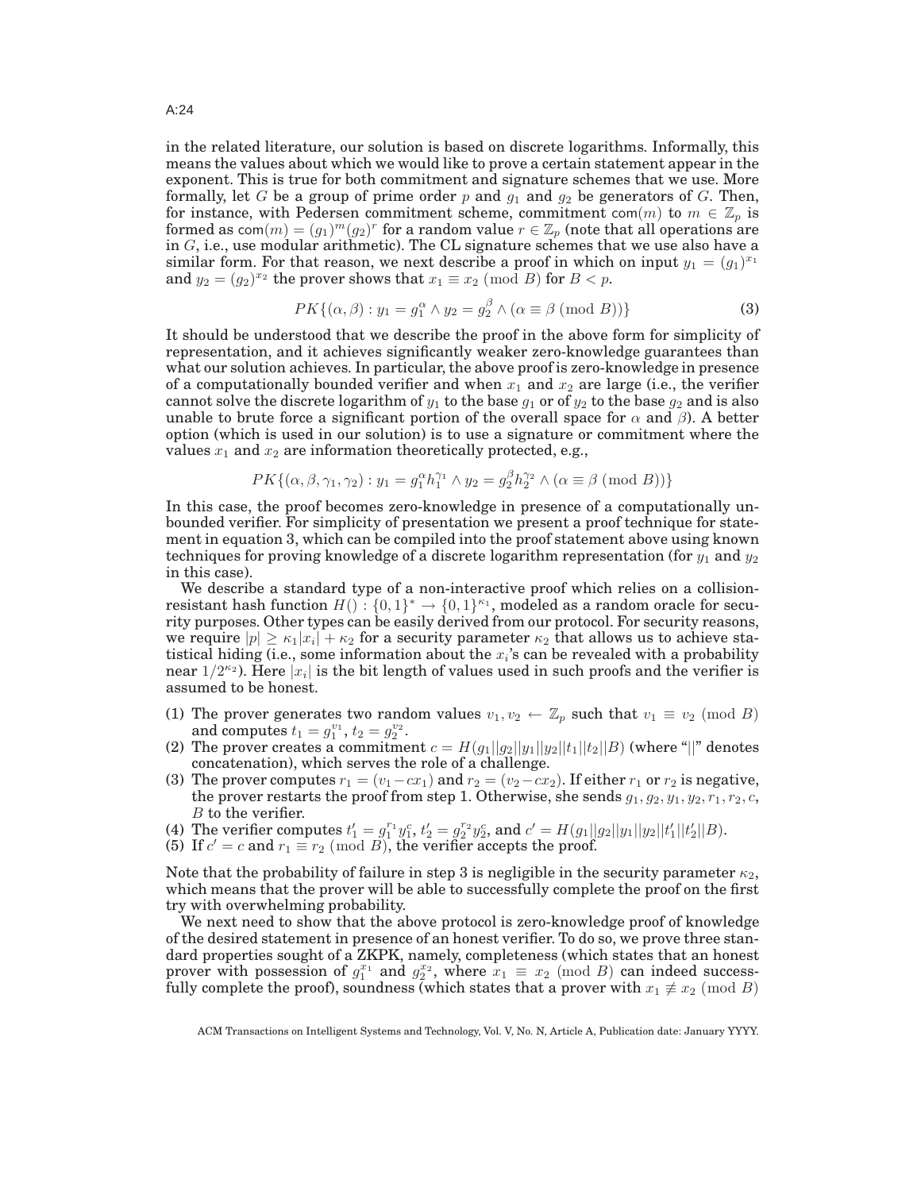in the related literature, our solution is based on discrete logarithms. Informally, this means the values about which we would like to prove a certain statement appear in the exponent. This is true for both commitment and signature schemes that we use. More formally, let $G$ be a group of prime order $p$ and $g_1$ and $g_2$ be generators of $G$. Then, for instance, with Pedersen commitment scheme, commitment $\mathsf{com}(m)$ to $m \in \mathbb{Z}_p$ is formed as $\mathsf{com}(m) = (g_1)^m (g_2)^r$ for a random value $r \in \mathbb{Z}_p$ (note that all operations are in $G$, i.e., use modular arithmetic). The CL signature schemes that we use also have a similar form. For that reason, we next describe a proof in which on input $y_1 = (g_1)^{x_1}$ and $y_2 = (g_2)^{x_2}$ the prover shows that $x_1 \equiv x_2 \pmod{B}$ for $B < p$.

$$PK\{(\alpha, \beta) : y_1 = g_1^{\alpha} \wedge y_2 = g_2^{\beta} \wedge (\alpha \equiv \beta \pmod{B})\} \tag{3}$$

It should be understood that we describe the proof in the above form for simplicity of representation, and it achieves significantly weaker zero-knowledge guarantees than what our solution achieves. In particular, the above proof is zero-knowledge in presence of a computationally bounded verifier and when $x_1$ and $x_2$ are large (i.e., the verifier cannot solve the discrete logarithm of $y_1$ to the base $g_1$ or of $y_2$ to the base $g_2$ and is also unable to brute force a significant portion of the overall space for $\alpha$ and $\beta$). A better option (which is used in our solution) is to use a signature or commitment where the values $x_1$ and $x_2$ are information theoretically protected, e.g.,

$$PK\{(\alpha, \beta, \gamma_1, \gamma_2) : y_1 = g_1^{\alpha} h_1^{\gamma_1} \wedge y_2 = g_2^{\beta} h_2^{\gamma_2} \wedge (\alpha \equiv \beta \pmod{B})\}$$

In this case, the proof becomes zero-knowledge in presence of a computationally unbounded verifier. For simplicity of presentation we present a proof technique for statement in equation 3, which can be compiled into the proof statement above using known techniques for proving knowledge of a discrete logarithm representation (for $y_1$ and $y_2$ in this case).

We describe a standard type of a non-interactive proof which relies on a collision-resistant hash function $H() : \{0,1\}^* \rightarrow \{0,1\}^{\kappa_1}$, modeled as a random oracle for security purposes. Other types can be easily derived from our protocol. For security reasons, we require $|p| \geq \kappa_1 |x_i| + \kappa_2$ for a security parameter $\kappa_2$ that allows us to achieve statistical hiding (i.e., some information about the $x_i$'s can be revealed with a probability near $1/2^{\kappa_2}$). Here $|x_i|$ is the bit length of values used in such proofs and the verifier is assumed to be honest.

(1) The prover generates two random values $v_1, v_2 \leftarrow \mathbb{Z}_p$ such that $v_1 \equiv v_2 \pmod{B}$ and computes $t_1 = g_1^{v_1}$, $t_2 = g_2^{v_2}$.
(2) The prover creates a commitment $c = H(g_1||g_2||y_1||y_2||t_1||t_2||B)$ (where "$||$" denotes concatenation), which serves the role of a challenge.
(3) The prover computes $r_1 = (v_1 - cx_1)$ and $r_2 = (v_2 - cx_2)$. If either $r_1$ or $r_2$ is negative, the prover restarts the proof from step 1. Otherwise, she sends $g_1, g_2, y_1, y_2, r_1, r_2, c$, $B$ to the verifier.
(4) The verifier computes $t_1' = g_1^{r_1} y_1^c$, $t_2' = g_2^{r_2} y_2^c$, and $c' = H(g_1||g_2||y_1||y_2||t_1'||t_2'||B)$.
(5) If $c' = c$ and $r_1 \equiv r_2 \pmod{B}$, the verifier accepts the proof.

Note that the probability of failure in step 3 is negligible in the security parameter $\kappa_2$, which means that the prover will be able to successfully complete the proof on the first try with overwhelming probability.

We next need to show that the above protocol is zero-knowledge proof of knowledge of the desired statement in presence of an honest verifier. To do so, we prove three standard properties sought of a ZKPK, namely, completeness (which states that an honest prover with possession of $g_1^{x_1}$ and $g_2^{x_2}$, where $x_1 \equiv x_2 \pmod{B}$ can indeed successfully complete the proof), soundness (which states that a prover with $x_1 \not\equiv x_2 \pmod{B}$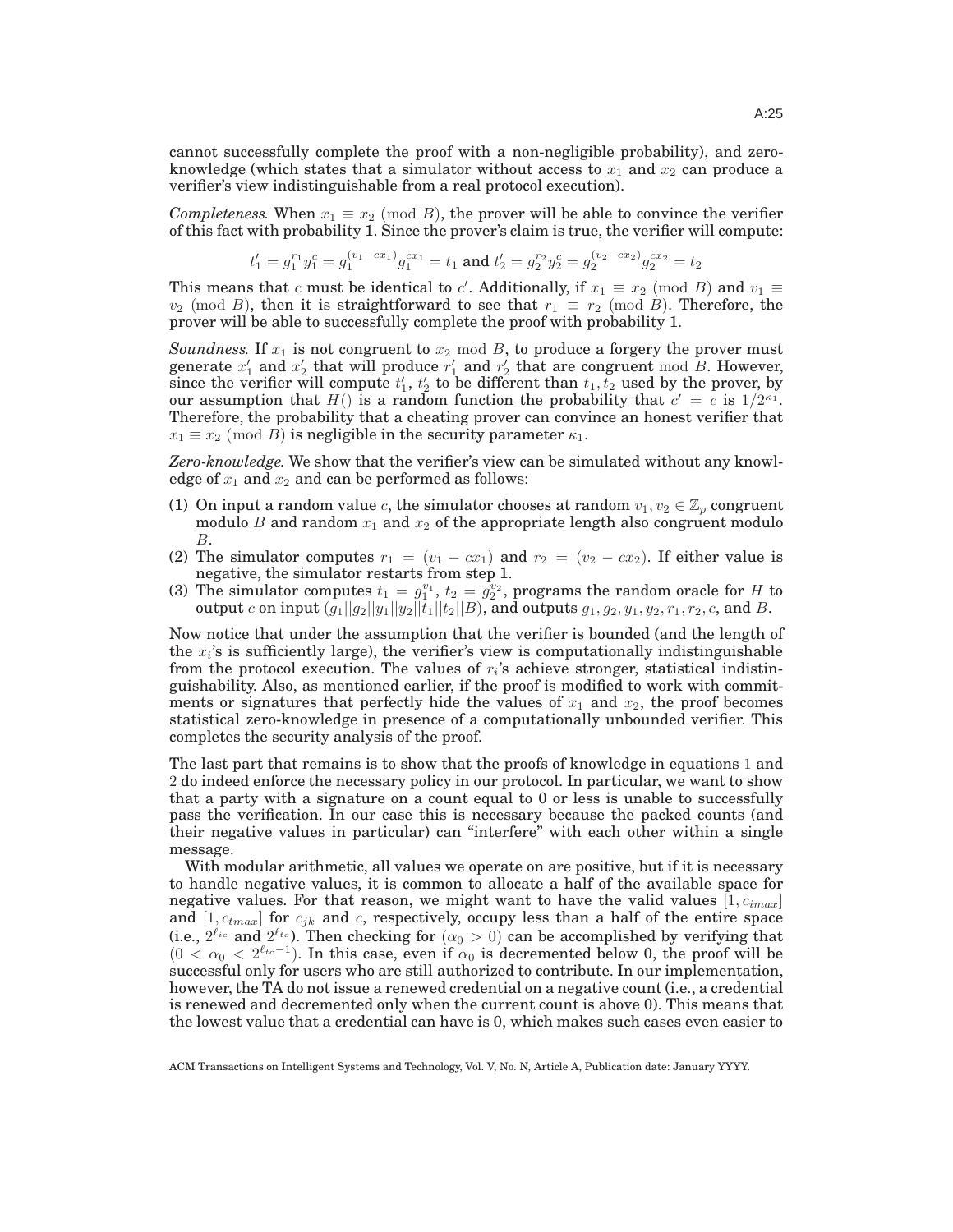cannot successfully complete the proof with a non-negligible probability), and zero-knowledge (which states that a simulator without access to $x_1$ and $x_2$ can produce a verifier's view indistinguishable from a real protocol execution).

*Completeness.* When $x_1 \equiv x_2 \pmod{B}$, the prover will be able to convince the verifier of this fact with probability 1. Since the prover's claim is true, the verifier will compute:

$$t_1' = g_1^{r_1} y_1^c = g_1^{(v_1 - cx_1)} g_1^{cx_1} = t_1 \text{ and } t_2' = g_2^{r_2} y_2^c = g_2^{(v_2 - cx_2)} g_2^{cx_2} = t_2$$

This means that $c$ must be identical to $c'$. Additionally, if $x_1 \equiv x_2 \pmod{B}$ and $v_1 \equiv v_2 \pmod{B}$, then it is straightforward to see that $r_1 \equiv r_2 \pmod{B}$. Therefore, the prover will be able to successfully complete the proof with probability 1.

*Soundness.* If $x_1$ is not congruent to $x_2 \bmod B$, to produce a forgery the prover must generate $x_1'$ and $x_2'$ that will produce $r_1'$ and $r_2'$ that are congruent $\bmod\ B$. However, since the verifier will compute $t_1'$, $t_2'$ to be different than $t_1, t_2$ used by the prover, by our assumption that $H()$ is a random function the probability that $c' = c$ is $1/2^{\kappa_1}$. Therefore, the probability that a cheating prover can convince an honest verifier that $x_1 \equiv x_2 \pmod{B}$ is negligible in the security parameter $\kappa_1$.

*Zero-knowledge.* We show that the verifier's view can be simulated without any knowledge of $x_1$ and $x_2$ and can be performed as follows:

(1) On input a random value $c$, the simulator chooses at random $v_1, v_2 \in \mathbb{Z}_p$ congruent modulo $B$ and random $x_1$ and $x_2$ of the appropriate length also congruent modulo $B$.
(2) The simulator computes $r_1 = (v_1 - cx_1)$ and $r_2 = (v_2 - cx_2)$. If either value is negative, the simulator restarts from step 1.
(3) The simulator computes $t_1 = g_1^{v_1}$, $t_2 = g_2^{v_2}$, programs the random oracle for $H$ to output $c$ on input $(g_1||g_2||y_1||y_2||t_1||t_2||B)$, and outputs $g_1, g_2, y_1, y_2, r_1, r_2, c$, and $B$.

Now notice that under the assumption that the verifier is bounded (and the length of the $x_i$'s is sufficiently large), the verifier's view is computationally indistinguishable from the protocol execution. The values of $r_i$'s achieve stronger, statistical indistinguishability. Also, as mentioned earlier, if the proof is modified to work with commitments or signatures that perfectly hide the values of $x_1$ and $x_2$, the proof becomes statistical zero-knowledge in presence of a computationally unbounded verifier. This completes the security analysis of the proof.

The last part that remains is to show that the proofs of knowledge in equations 1 and 2 do indeed enforce the necessary policy in our protocol. In particular, we want to show that a party with a signature on a count equal to 0 or less is unable to successfully pass the verification. In our case this is necessary because the packed counts (and their negative values in particular) can "interfere" with each other within a single message.

With modular arithmetic, all values we operate on are positive, but if it is necessary to handle negative values, it is common to allocate a half of the available space for negative values. For that reason, we might want to have the valid values $[1, c_{imax}]$ and $[1, c_{tmax}]$ for $c_{jk}$ and $c$, respectively, occupy less than a half of the entire space (i.e., $2^{\ell_{ic}}$ and $2^{\ell_{tc}}$). Then checking for $(\alpha_0 > 0)$ can be accomplished by verifying that $(0 < \alpha_0 < 2^{\ell_{tc}-1})$. In this case, even if $\alpha_0$ is decremented below 0, the proof will be successful only for users who are still authorized to contribute. In our implementation, however, the TA do not issue a renewed credential on a negative count (i.e., a credential is renewed and decremented only when the current count is above 0). This means that the lowest value that a credential can have is 0, which makes such cases even easier to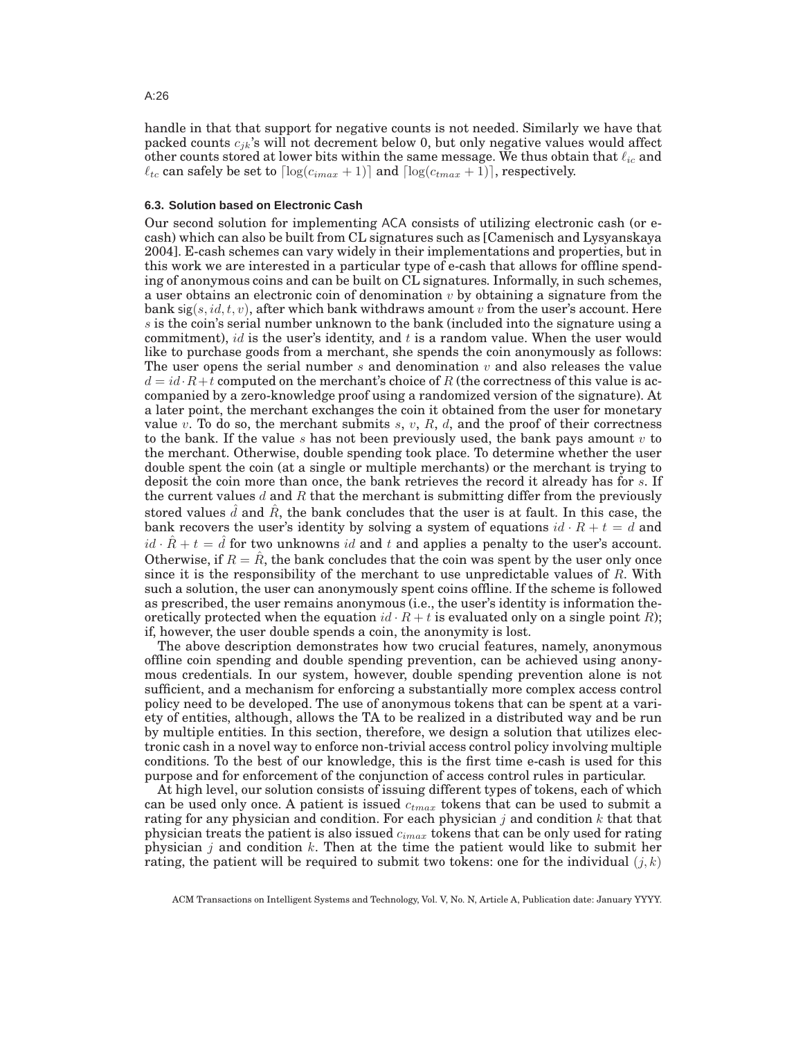handle in that that support for negative counts is not needed. Similarly we have that packed counts $c_{jk}$'s will not decrement below 0, but only negative values would affect other counts stored at lower bits within the same message. We thus obtain that $\ell_{ic}$ and $\ell_{tc}$ can safely be set to $\lceil \log(c_{imax}+1) \rceil$ and $\lceil \log(c_{tmax}+1) \rceil$, respectively.

### 6.3. Solution based on Electronic Cash

Our second solution for implementing ACA consists of utilizing electronic cash (or e-cash) which can also be built from CL signatures such as [Camenisch and Lysyanskaya 2004]. E-cash schemes can vary widely in their implementations and properties, but in this work we are interested in a particular type of e-cash that allows for offline spending of anonymous coins and can be built on CL signatures. Informally, in such schemes, a user obtains an electronic coin of denomination $v$ by obtaining a signature from the bank $\mathsf{sig}(s, id, t, v)$, after which bank withdraws amount $v$ from the user's account. Here $s$ is the coin's serial number unknown to the bank (included into the signature using a commitment), $id$ is the user's identity, and $t$ is a random value. When the user would like to purchase goods from a merchant, she spends the coin anonymously as follows: The user opens the serial number $s$ and denomination $v$ and also releases the value $d = id \cdot R + t$ computed on the merchant's choice of $R$ (the correctness of this value is accompanied by a zero-knowledge proof using a randomized version of the signature). At a later point, the merchant exchanges the coin it obtained from the user for monetary value $v$. To do so, the merchant submits $s$, $v$, $R$, $d$, and the proof of their correctness to the bank. If the value $s$ has not been previously used, the bank pays amount $v$ to the merchant. Otherwise, double spending took place. To determine whether the user double spent the coin (at a single or multiple merchants) or the merchant is trying to deposit the coin more than once, the bank retrieves the record it already has for $s$. If the current values $d$ and $R$ that the merchant is submitting differ from the previously stored values $\hat{d}$ and $\hat{R}$, the bank concludes that the user is at fault. In this case, the bank recovers the user's identity by solving a system of equations $id \cdot R + t = d$ and $id \cdot \hat{R} + t = \hat{d}$ for two unknowns $id$ and $t$ and applies a penalty to the user's account. Otherwise, if $R = \hat{R}$, the bank concludes that the coin was spent by the user only once since it is the responsibility of the merchant to use unpredictable values of $R$. With such a solution, the user can anonymously spent coins offline. If the scheme is followed as prescribed, the user remains anonymous (i.e., the user's identity is information theoretically protected when the equation $id \cdot R + t$ is evaluated only on a single point $R$); if, however, the user double spends a coin, the anonymity is lost.

The above description demonstrates how two crucial features, namely, anonymous offline coin spending and double spending prevention, can be achieved using anonymous credentials. In our system, however, double spending prevention alone is not sufficient, and a mechanism for enforcing a substantially more complex access control policy need to be developed. The use of anonymous tokens that can be spent at a variety of entities, although, allows the TA to be realized in a distributed way and be run by multiple entities. In this section, therefore, we design a solution that utilizes electronic cash in a novel way to enforce non-trivial access control policy involving multiple conditions. To the best of our knowledge, this is the first time e-cash is used for this purpose and for enforcement of the conjunction of access control rules in particular.

At high level, our solution consists of issuing different types of tokens, each of which can be used only once. A patient is issued $c_{tmax}$ tokens that can be used to submit a rating for any physician and condition. For each physician $j$ and condition $k$ that that physician treats the patient is also issued $c_{imax}$ tokens that can be only used for rating physician $j$ and condition $k$. Then at the time the patient would like to submit her rating, the patient will be required to submit two tokens: one for the individual $(j, k)$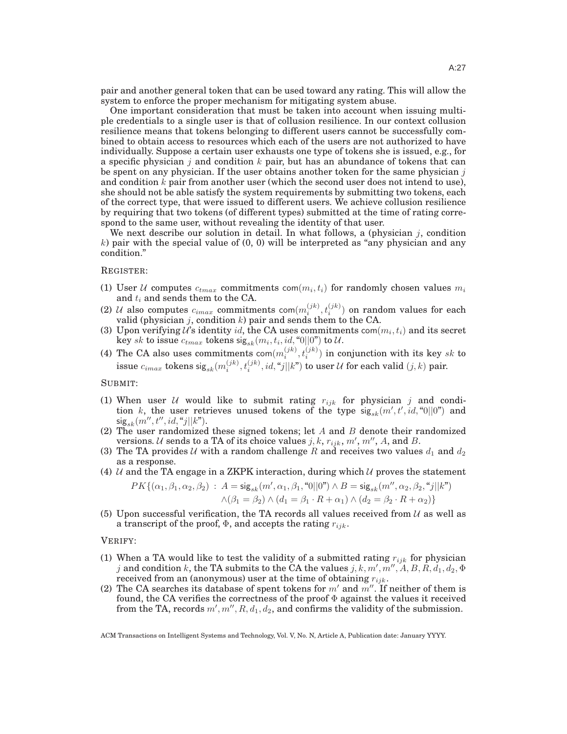pair and another general token that can be used toward any rating. This will allow the system to enforce the proper mechanism for mitigating system abuse.

One important consideration that must be taken into account when issuing multiple credentials to a single user is that of collusion resilience. In our context collusion resilience means that tokens belonging to different users cannot be successfully combined to obtain access to resources which each of the users are not authorized to have individually. Suppose a certain user exhausts one type of tokens she is issued, e.g., for a specific physician $j$ and condition $k$ pair, but has an abundance of tokens that can be spent on any physician. If the user obtains another token for the same physician $j$ and condition $k$ pair from another user (which the second user does not intend to use), she should not be able satisfy the system requirements by submitting two tokens, each of the correct type, that were issued to different users. We achieve collusion resilience by requiring that two tokens (of different types) submitted at the time of rating correspond to the same user, without revealing the identity of that user.

We next describe our solution in detail. In what follows, a (physician $j$, condition $k$) pair with the special value of (0, 0) will be interpreted as "any physician and any condition."

REGISTER:

(1) User $\mathcal{U}$ computes $c_{tmax}$ commitments $\mathsf{com}(m_i, t_i)$ for randomly chosen values $m_i$ and $t_i$ and sends them to the CA.
(2) $\mathcal{U}$ also computes $c_{imax}$ commitments $\mathsf{com}(m_i^{(jk)}, t_i^{(jk)})$ on random values for each valid (physician $j$, condition $k$) pair and sends them to the CA.
(3) Upon verifying $\mathcal{U}$'s identity $id$, the CA uses commitments $\mathsf{com}(m_i, t_i)$ and its secret key $sk$ to issue $c_{tmax}$ tokens $\mathsf{sig}_{sk}(m_i, t_i, id, \text{"}0||0\text{"})$ to $\mathcal{U}$.
(4) The CA also uses commitments $\mathsf{com}(m_i^{(jk)}, t_i^{(jk)})$ in conjunction with its key $sk$ to issue $c_{imax}$ tokens $\mathsf{sig}_{sk}(m_i^{(jk)}, t_i^{(jk)}, id, \text{"}j||k\text{"})$ to user $\mathcal{U}$ for each valid $(j, k)$ pair.

SUBMIT:

(1) When user $\mathcal{U}$ would like to submit rating $r_{ijk}$ for physician $j$ and condition $k$, the user retrieves unused tokens of the type $\mathsf{sig}_{sk}(m', t', id, \text{"}0||0\text{"})$ and $\mathsf{sig}_{sk}(m'', t'', id, \text{"}j||k\text{"})$.
(2) The user randomized these signed tokens; let $A$ and $B$ denote their randomized versions. $\mathcal{U}$ sends to a TA of its choice values $j, k, r_{ijk}, m', m'', A$, and $B$.
(3) The TA provides $\mathcal{U}$ with a random challenge $R$ and receives two values $d_1$ and $d_2$ as a response.
(4) $\mathcal{U}$ and the TA engage in a ZKPK interaction, during which $\mathcal{U}$ proves the statement

$$PK\{(\alpha_1, \beta_1, \alpha_2, \beta_2) : A = \mathsf{sig}_{sk}(m', \alpha_1, \beta_1, \text{"}0||0\text{"}) \wedge B = \mathsf{sig}_{sk}(m'', \alpha_2, \beta_2, \text{"}j||k\text{"}) \wedge (\beta_1 = \beta_2) \wedge (d_1 = \beta_1 \cdot R + \alpha_1) \wedge (d_2 = \beta_2 \cdot R + \alpha_2)\}$$

(5) Upon successful verification, the TA records all values received from $\mathcal{U}$ as well as a transcript of the proof, $\Phi$, and accepts the rating $r_{ijk}$.

VERIFY:

(1) When a TA would like to test the validity of a submitted rating $r_{ijk}$ for physician $j$ and condition $k$, the TA submits to the CA the values $j, k, m', m'', A, B, R, d_1, d_2, \Phi$ received from an (anonymous) user at the time of obtaining $r_{ijk}$.
(2) The CA searches its database of spent tokens for $m'$ and $m''$. If neither of them is found, the CA verifies the correctness of the proof $\Phi$ against the values it received from the TA, records $m', m'', R, d_1, d_2$, and confirms the validity of the submission.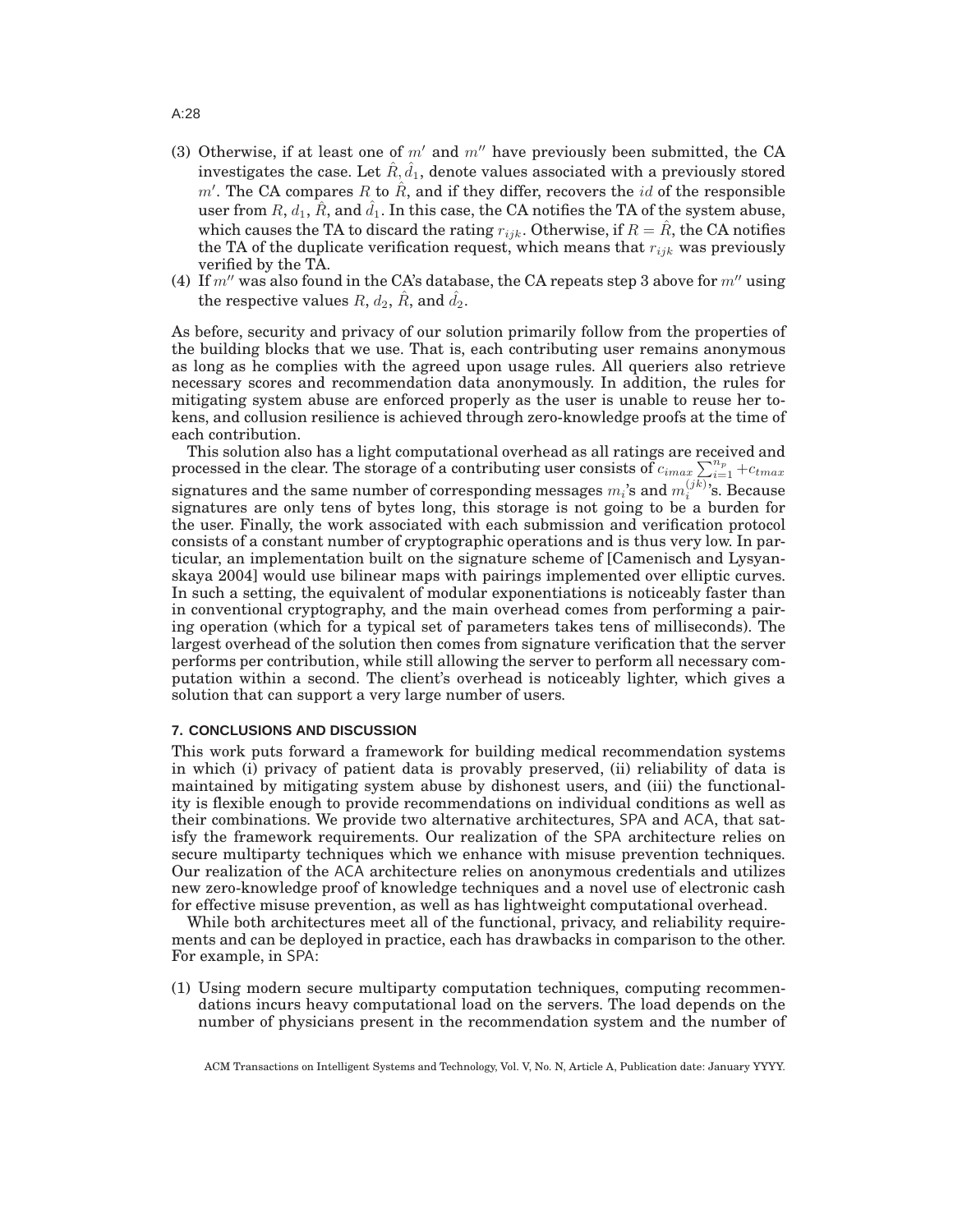(3) Otherwise, if at least one of $m'$ and $m''$ have previously been submitted, the CA investigates the case. Let $\hat{R}, \hat{d}_1$, denote values associated with a previously stored $m'$. The CA compares $R$ to $\hat{R}$, and if they differ, recovers the $id$ of the responsible user from $R$, $d_1$, $\hat{R}$, and $\hat{d}_1$. In this case, the CA notifies the TA of the system abuse, which causes the TA to discard the rating $r_{ijk}$. Otherwise, if $R = \hat{R}$, the CA notifies the TA of the duplicate verification request, which means that $r_{ijk}$ was previously verified by the TA.

(4) If $m''$ was also found in the CA's database, the CA repeats step 3 above for $m''$ using the respective values $R$, $d_2$, $\hat{R}$, and $\hat{d}_2$.

As before, security and privacy of our solution primarily follow from the properties of the building blocks that we use. That is, each contributing user remains anonymous as long as he complies with the agreed upon usage rules. All queriers also retrieve necessary scores and recommendation data anonymously. In addition, the rules for mitigating system abuse are enforced properly as the user is unable to reuse her tokens, and collusion resilience is achieved through zero-knowledge proofs at the time of each contribution.

This solution also has a light computational overhead as all ratings are received and processed in the clear. The storage of a contributing user consists of $c_{imax} \sum_{i=1}^{n_p} + c_{tmax}$ signatures and the same number of corresponding messages $m_i$'s and $m_i^{(jk)}$'s. Because signatures are only tens of bytes long, this storage is not going to be a burden for the user. Finally, the work associated with each submission and verification protocol consists of a constant number of cryptographic operations and is thus very low. In particular, an implementation built on the signature scheme of [Camenisch and Lysyanskaya 2004] would use bilinear maps with pairings implemented over elliptic curves. In such a setting, the equivalent of modular exponentiations is noticeably faster than in conventional cryptography, and the main overhead comes from performing a pairing operation (which for a typical set of parameters takes tens of milliseconds). The largest overhead of the solution then comes from signature verification that the server performs per contribution, while still allowing the server to perform all necessary computation within a second. The client's overhead is noticeably lighter, which gives a solution that can support a very large number of users.

## 7. CONCLUSIONS AND DISCUSSION

This work puts forward a framework for building medical recommendation systems in which (i) privacy of patient data is provably preserved, (ii) reliability of data is maintained by mitigating system abuse by dishonest users, and (iii) the functionality is flexible enough to provide recommendations on individual conditions as well as their combinations. We provide two alternative architectures, SPA and ACA, that satisfy the framework requirements. Our realization of the SPA architecture relies on secure multiparty techniques which we enhance with misuse prevention techniques. Our realization of the ACA architecture relies on anonymous credentials and utilizes new zero-knowledge proof of knowledge techniques and a novel use of electronic cash for effective misuse prevention, as well as has lightweight computational overhead.

While both architectures meet all of the functional, privacy, and reliability requirements and can be deployed in practice, each has drawbacks in comparison to the other. For example, in SPA:

(1) Using modern secure multiparty computation techniques, computing recommendations incurs heavy computational load on the servers. The load depends on the number of physicians present in the recommendation system and the number of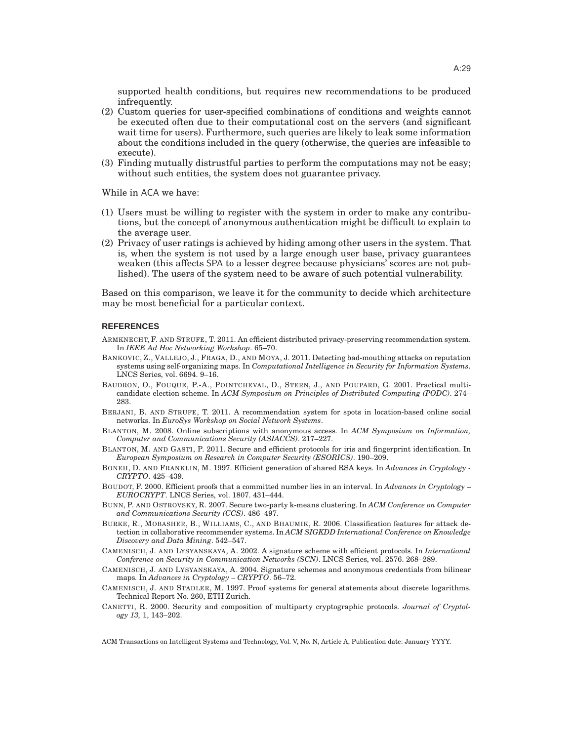supported health conditions, but requires new recommendations to be produced infrequently.

(2) Custom queries for user-specified combinations of conditions and weights cannot be executed often due to their computational cost on the servers (and significant wait time for users). Furthermore, such queries are likely to leak some information about the conditions included in the query (otherwise, the queries are infeasible to execute).

(3) Finding mutually distrustful parties to perform the computations may not be easy; without such entities, the system does not guarantee privacy.

While in ACA we have:

(1) Users must be willing to register with the system in order to make any contributions, but the concept of anonymous authentication might be difficult to explain to the average user.

(2) Privacy of user ratings is achieved by hiding among other users in the system. That is, when the system is not used by a large enough user base, privacy guarantees weaken (this affects SPA to a lesser degree because physicians' scores are not published). The users of the system need to be aware of such potential vulnerability.

Based on this comparison, we leave it for the community to decide which architecture may be most beneficial for a particular context.

## REFERENCES

ARMKNECHT, F. AND STRUFE, T. 2011. An efficient distributed privacy-preserving recommendation system. In *IEEE Ad Hoc Networking Workshop*. 65–70.

BANKOVIC, Z., VALLEJO, J., FRAGA, D., AND MOYA, J. 2011. Detecting bad-mouthing attacks on reputation systems using self-organizing maps. In *Computational Intelligence in Security for Information Systems*. LNCS Series, vol. 6694. 9–16.

BAUDRON, O., FOUQUE, P.-A., POINTCHEVAL, D., STERN, J., AND POUPARD, G. 2001. Practical multi-candidate election scheme. In *ACM Symposium on Principles of Distributed Computing (PODC)*. 274–283.

BERJANI, B. AND STRUFE, T. 2011. A recommendation system for spots in location-based online social networks. In *EuroSys Workshop on Social Network Systems*.

BLANTON, M. 2008. Online subscriptions with anonymous access. In *ACM Symposium on Information, Computer and Communications Security (ASIACCS)*. 217–227.

BLANTON, M. AND GASTI, P. 2011. Secure and efficient protocols for iris and fingerprint identification. In *European Symposium on Research in Computer Security (ESORICS)*. 190–209.

BONEH, D. AND FRANKLIN, M. 1997. Efficient generation of shared RSA keys. In *Advances in Cryptology - CRYPTO*. 425–439.

BOUDOT, F. 2000. Efficient proofs that a committed number lies in an interval. In *Advances in Cryptology – EUROCRYPT*. LNCS Series, vol. 1807. 431–444.

BUNN, P. AND OSTROVSKY, R. 2007. Secure two-party k-means clustering. In *ACM Conference on Computer and Communications Security (CCS)*. 486–497.

BURKE, R., MOBASHER, B., WILLIAMS, C., AND BHAUMIK, R. 2006. Classification features for attack detection in collaborative recommender systems. In *ACM SIGKDD International Conference on Knowledge Discovery and Data Mining*. 542–547.

CAMENISCH, J. AND LYSYANSKAYA, A. 2002. A signature scheme with efficient protocols. In *International Conference on Security in Communication Networks (SCN)*. LNCS Series, vol. 2576. 268–289.

CAMENISCH, J. AND LYSYANSKAYA, A. 2004. Signature schemes and anonymous credentials from bilinear maps. In *Advances in Cryptology – CRYPTO*. 56–72.

CAMENISCH, J. AND STADLER, M. 1997. Proof systems for general statements about discrete logarithms. Technical Report No. 260, ETH Zurich.

CANETTI, R. 2000. Security and composition of multiparty cryptographic protocols. *Journal of Cryptology 13,* 1, 143–202.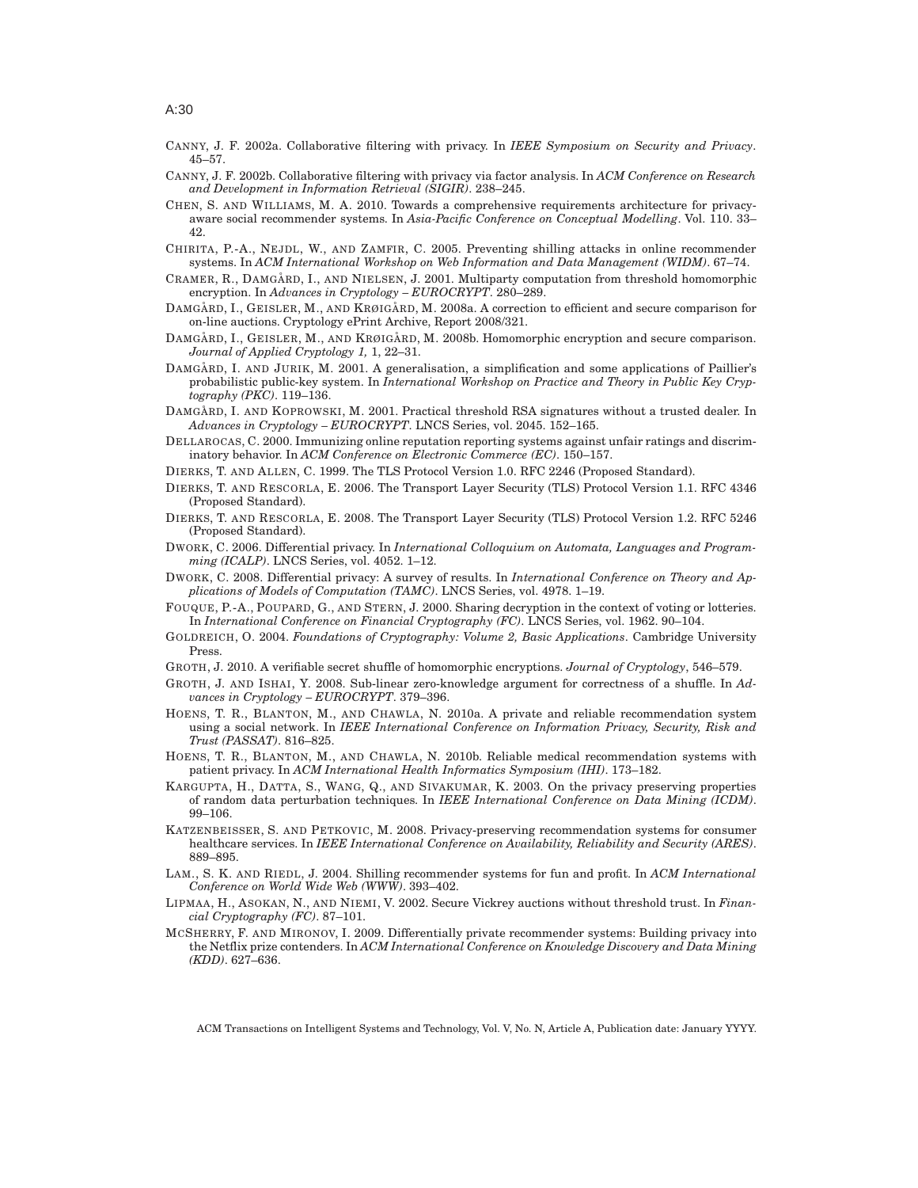CANNY, J. F. 2002a. Collaborative filtering with privacy. In *IEEE Symposium on Security and Privacy*. 45–57.

CANNY, J. F. 2002b. Collaborative filtering with privacy via factor analysis. In *ACM Conference on Research and Development in Information Retrieval (SIGIR)*. 238–245.

CHEN, S. AND WILLIAMS, M. A. 2010. Towards a comprehensive requirements architecture for privacy-aware social recommender systems. In *Asia-Pacific Conference on Conceptual Modelling*. Vol. 110. 33–42.

CHIRITA, P.-A., NEJDL, W., AND ZAMFIR, C. 2005. Preventing shilling attacks in online recommender systems. In *ACM International Workshop on Web Information and Data Management (WIDM)*. 67–74.

CRAMER, R., DAMGÅRD, I., AND NIELSEN, J. 2001. Multiparty computation from threshold homomorphic encryption. In *Advances in Cryptology – EUROCRYPT*. 280–289.

DAMGÅRD, I., GEISLER, M., AND KRØIGÅRD, M. 2008a. A correction to efficient and secure comparison for on-line auctions. Cryptology ePrint Archive, Report 2008/321.

DAMGÅRD, I., GEISLER, M., AND KRØIGÅRD, M. 2008b. Homomorphic encryption and secure comparison. *Journal of Applied Cryptology 1,* 1, 22–31.

DAMGÅRD, I. AND JURIK, M. 2001. A generalisation, a simplification and some applications of Paillier's probabilistic public-key system. In *International Workshop on Practice and Theory in Public Key Cryptography (PKC)*. 119–136.

DAMGÅRD, I. AND KOPROWSKI, M. 2001. Practical threshold RSA signatures without a trusted dealer. In *Advances in Cryptology – EUROCRYPT*. LNCS Series, vol. 2045. 152–165.

DELLAROCAS, C. 2000. Immunizing online reputation reporting systems against unfair ratings and discriminatory behavior. In *ACM Conference on Electronic Commerce (EC)*. 150–157.

DIERKS, T. AND ALLEN, C. 1999. The TLS Protocol Version 1.0. RFC 2246 (Proposed Standard).

DIERKS, T. AND RESCORLA, E. 2006. The Transport Layer Security (TLS) Protocol Version 1.1. RFC 4346 (Proposed Standard).

DIERKS, T. AND RESCORLA, E. 2008. The Transport Layer Security (TLS) Protocol Version 1.2. RFC 5246 (Proposed Standard).

DWORK, C. 2006. Differential privacy. In *International Colloquium on Automata, Languages and Programming (ICALP)*. LNCS Series, vol. 4052. 1–12.

DWORK, C. 2008. Differential privacy: A survey of results. In *International Conference on Theory and Applications of Models of Computation (TAMC)*. LNCS Series, vol. 4978. 1–19.

FOUQUE, P.-A., POUPARD, G., AND STERN, J. 2000. Sharing decryption in the context of voting or lotteries. In *International Conference on Financial Cryptography (FC)*. LNCS Series, vol. 1962. 90–104.

GOLDREICH, O. 2004. *Foundations of Cryptography: Volume 2, Basic Applications*. Cambridge University Press.

GROTH, J. 2010. A verifiable secret shuffle of homomorphic encryptions. *Journal of Cryptology*, 546–579.

GROTH, J. AND ISHAI, Y. 2008. Sub-linear zero-knowledge argument for correctness of a shuffle. In *Advances in Cryptology – EUROCRYPT*. 379–396.

HOENS, T. R., BLANTON, M., AND CHAWLA, N. 2010a. A private and reliable recommendation system using a social network. In *IEEE International Conference on Information Privacy, Security, Risk and Trust (PASSAT)*. 816–825.

HOENS, T. R., BLANTON, M., AND CHAWLA, N. 2010b. Reliable medical recommendation systems with patient privacy. In *ACM International Health Informatics Symposium (IHI)*. 173–182.

KARGUPTA, H., DATTA, S., WANG, Q., AND SIVAKUMAR, K. 2003. On the privacy preserving properties of random data perturbation techniques. In *IEEE International Conference on Data Mining (ICDM)*. 99–106.

KATZENBEISSER, S. AND PETKOVIC, M. 2008. Privacy-preserving recommendation systems for consumer healthcare services. In *IEEE International Conference on Availability, Reliability and Security (ARES)*. 889–895.

LAM., S. K. AND RIEDL, J. 2004. Shilling recommender systems for fun and profit. In *ACM International Conference on World Wide Web (WWW)*. 393–402.

LIPMAA, H., ASOKAN, N., AND NIEMI, V. 2002. Secure Vickrey auctions without threshold trust. In *Financial Cryptography (FC)*. 87–101.

MCSHERRY, F. AND MIRONOV, I. 2009. Differentially private recommender systems: Building privacy into the Netflix prize contenders. In *ACM International Conference on Knowledge Discovery and Data Mining (KDD)*. 627–636.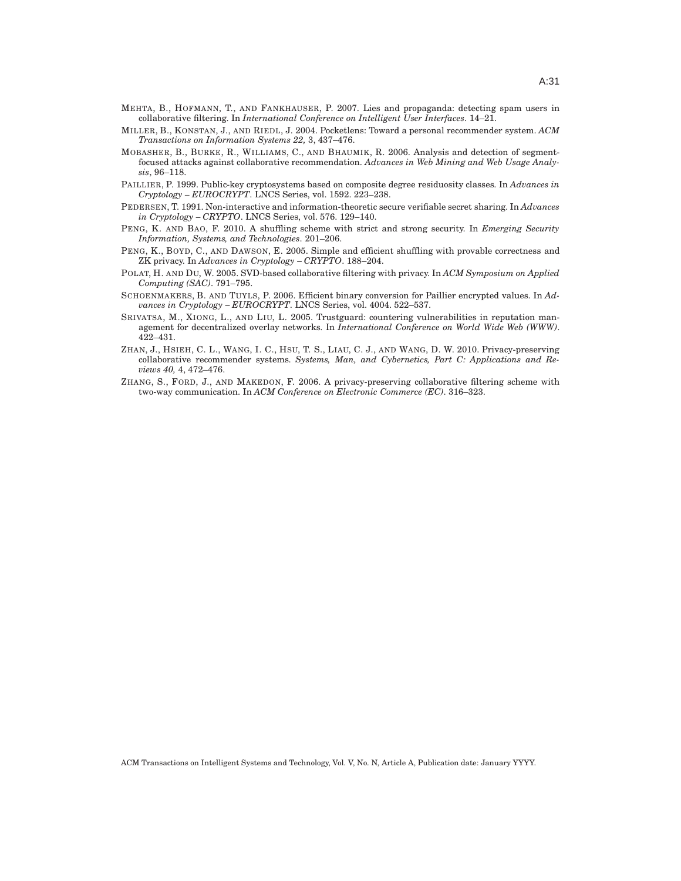MEHTA, B., HOFMANN, T., AND FANKHAUSER, P. 2007. Lies and propaganda: detecting spam users in collaborative filtering. In *International Conference on Intelligent User Interfaces*. 14–21.

MILLER, B., KONSTAN, J., AND RIEDL, J. 2004. Pocketlens: Toward a personal recommender system. *ACM Transactions on Information Systems 22,* 3, 437–476.

MOBASHER, B., BURKE, R., WILLIAMS, C., AND BHAUMIK, R. 2006. Analysis and detection of segment-focused attacks against collaborative recommendation. *Advances in Web Mining and Web Usage Analysis*, 96–118.

PAILLIER, P. 1999. Public-key cryptosystems based on composite degree residuosity classes. In *Advances in Cryptology – EUROCRYPT*. LNCS Series, vol. 1592. 223–238.

PEDERSEN, T. 1991. Non-interactive and information-theoretic secure verifiable secret sharing. In *Advances in Cryptology – CRYPTO*. LNCS Series, vol. 576. 129–140.

PENG, K. AND BAO, F. 2010. A shuffling scheme with strict and strong security. In *Emerging Security Information, Systems, and Technologies*. 201–206.

PENG, K., BOYD, C., AND DAWSON, E. 2005. Simple and efficient shuffling with provable correctness and ZK privacy. In *Advances in Cryptology – CRYPTO*. 188–204.

POLAT, H. AND DU, W. 2005. SVD-based collaborative filtering with privacy. In *ACM Symposium on Applied Computing (SAC)*. 791–795.

SCHOENMAKERS, B. AND TUYLS, P. 2006. Efficient binary conversion for Paillier encrypted values. In *Advances in Cryptology – EUROCRYPT*. LNCS Series, vol. 4004. 522–537.

SRIVATSA, M., XIONG, L., AND LIU, L. 2005. Trustguard: countering vulnerabilities in reputation management for decentralized overlay networks. In *International Conference on World Wide Web (WWW)*. 422–431.

ZHAN, J., HSIEH, C. L., WANG, I. C., HSU, T. S., LIAU, C. J., AND WANG, D. W. 2010. Privacy-preserving collaborative recommender systems. *Systems, Man, and Cybernetics, Part C: Applications and Reviews 40,* 4, 472–476.

ZHANG, S., FORD, J., AND MAKEDON, F. 2006. A privacy-preserving collaborative filtering scheme with two-way communication. In *ACM Conference on Electronic Commerce (EC)*. 316–323.